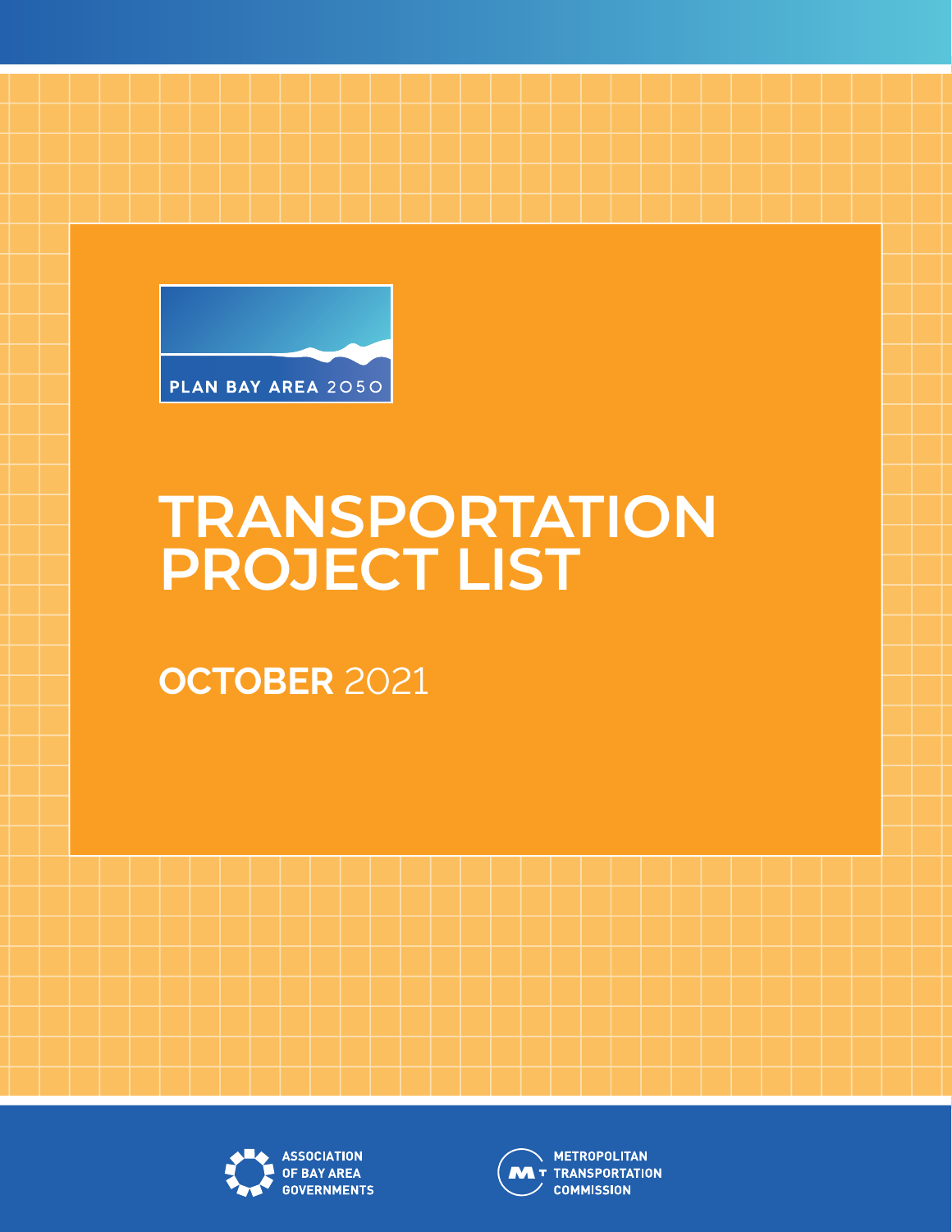PLAN BAY AREA 2050

# TRANSPORTATION PROJECT LIST

## OCTOBER 2021

ASSOCIATION OF BAY AREA GOVERNMENTS

METROPOLITAN TRANSPORTATION COMMISSION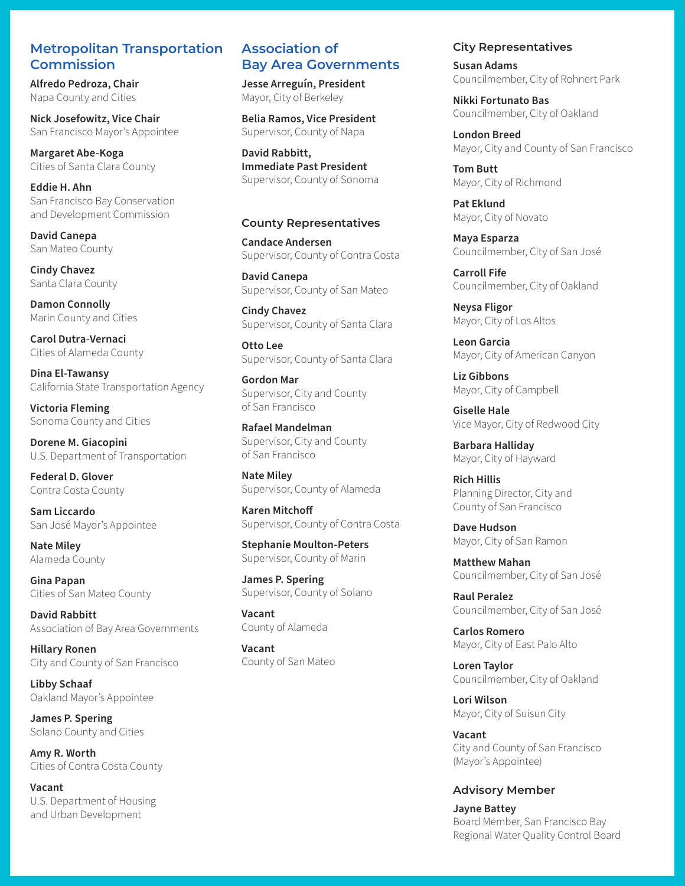## Metropolitan Transportation Commission

**Alfredo Pedroza, Chair**
Napa County and Cities

**Nick Josefowitz, Vice Chair**
San Francisco Mayor's Appointee

**Margaret Abe-Koga**
Cities of Santa Clara County

**Eddie H. Ahn**
San Francisco Bay Conservation and Development Commission

**David Canepa**
San Mateo County

**Cindy Chavez**
Santa Clara County

**Damon Connolly**
Marin County and Cities

**Carol Dutra-Vernaci**
Cities of Alameda County

**Dina El-Tawansy**
California State Transportation Agency

**Victoria Fleming**
Sonoma County and Cities

**Dorene M. Giacopini**
U.S. Department of Transportation

**Federal D. Glover**
Contra Costa County

**Sam Liccardo**
San José Mayor's Appointee

**Nate Miley**
Alameda County

**Gina Papan**
Cities of San Mateo County

**David Rabbitt**
Association of Bay Area Governments

**Hillary Ronen**
City and County of San Francisco

**Libby Schaaf**
Oakland Mayor's Appointee

**James P. Spering**
Solano County and Cities

**Amy R. Worth**
Cities of Contra Costa County

**Vacant**
U.S. Department of Housing and Urban Development

## Association of Bay Area Governments

**Jesse Arreguín, President**
Mayor, City of Berkeley

**Belia Ramos, Vice President**
Supervisor, County of Napa

**David Rabbitt, Immediate Past President**
Supervisor, County of Sonoma

### County Representatives

**Candace Andersen**
Supervisor, County of Contra Costa

**David Canepa**
Supervisor, County of San Mateo

**Cindy Chavez**
Supervisor, County of Santa Clara

**Otto Lee**
Supervisor, County of Santa Clara

**Gordon Mar**
Supervisor, City and County of San Francisco

**Rafael Mandelman**
Supervisor, City and County of San Francisco

**Nate Miley**
Supervisor, County of Alameda

**Karen Mitchoff**
Supervisor, County of Contra Costa

**Stephanie Moulton-Peters**
Supervisor, County of Marin

**James P. Spering**
Supervisor, County of Solano

**Vacant**
County of Alameda

**Vacant**
County of San Mateo

### City Representatives

**Susan Adams**
Councilmember, City of Rohnert Park

**Nikki Fortunato Bas**
Councilmember, City of Oakland

**London Breed**
Mayor, City and County of San Francisco

**Tom Butt**
Mayor, City of Richmond

**Pat Eklund**
Mayor, City of Novato

**Maya Esparza**
Councilmember, City of San José

**Carroll Fife**
Councilmember, City of Oakland

**Neysa Fligor**
Mayor, City of Los Altos

**Leon Garcia**
Mayor, City of American Canyon

**Liz Gibbons**
Mayor, City of Campbell

**Giselle Hale**
Vice Mayor, City of Redwood City

**Barbara Halliday**
Mayor, City of Hayward

**Rich Hillis**
Planning Director, City and County of San Francisco

**Dave Hudson**
Mayor, City of San Ramon

**Matthew Mahan**
Councilmember, City of San José

**Raul Peralez**
Councilmember, City of San José

**Carlos Romero**
Mayor, City of East Palo Alto

**Loren Taylor**
Councilmember, City of Oakland

**Lori Wilson**
Mayor, City of Suisun City

**Vacant**
City and County of San Francisco (Mayor's Appointee)

### Advisory Member

**Jayne Battey**
Board Member, San Francisco Bay Regional Water Quality Control Board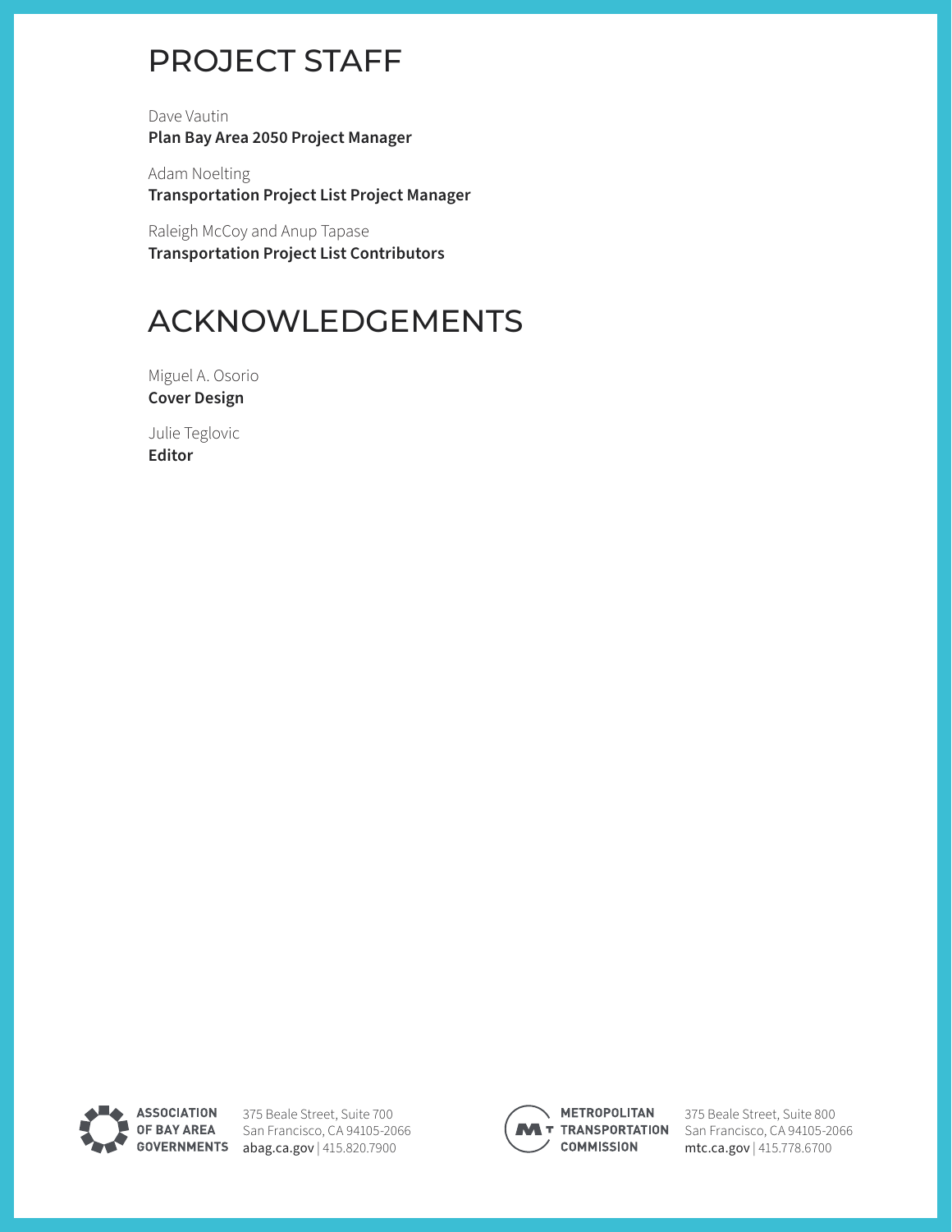# PROJECT STAFF

Dave Vautin
**Plan Bay Area 2050 Project Manager**

Adam Noelting
**Transportation Project List Project Manager**

Raleigh McCoy and Anup Tapase
**Transportation Project List Contributors**

# ACKNOWLEDGEMENTS

Miguel A. Osorio
**Cover Design**

Julie Teglovic
**Editor**

**ASSOCIATION OF BAY AREA GOVERNMENTS**
375 Beale Street, Suite 700
San Francisco, CA 94105-2066
abag.ca.gov | 415.820.7900

**METROPOLITAN TRANSPORTATION COMMISSION**
375 Beale Street, Suite 800
San Francisco, CA 94105-2066
mtc.ca.gov | 415.778.6700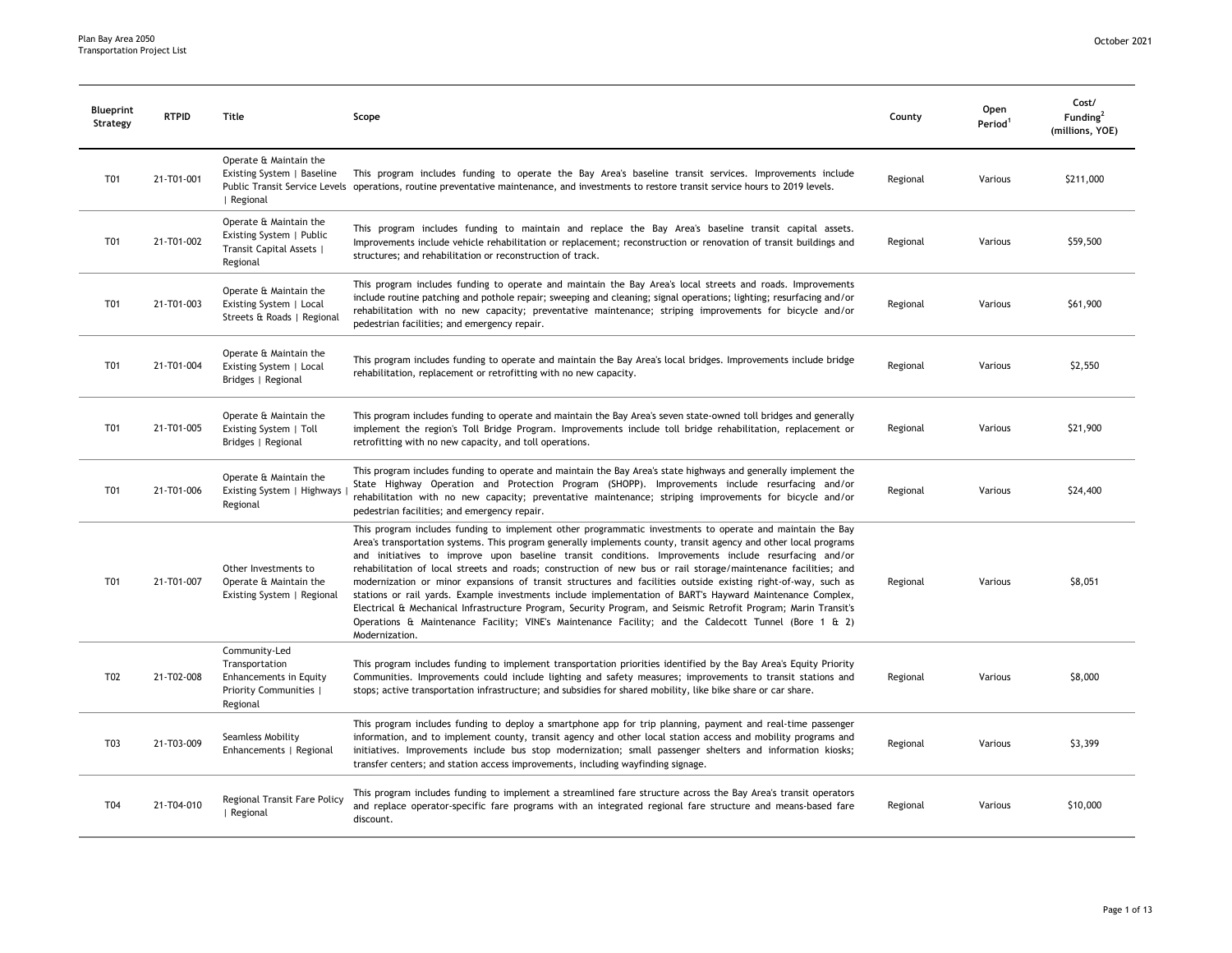| Blueprint Strategy | RTPID | Title | Scope | County | Open Period[1] | Cost/ Funding[2] (millions, YOE) |
|---|---|---|---|---|---|---|
| T01 | 21-T01-001 | Operate & Maintain the Existing System \| Baseline Public Transit Service Levels \| Regional | This program includes funding to operate the Bay Area's baseline transit services. Improvements include operations, routine preventative maintenance, and investments to restore transit service hours to 2019 levels. | Regional | Various | $211,000 |
| T01 | 21-T01-002 | Operate & Maintain the Existing System \| Public Transit Capital Assets \| Regional | This program includes funding to maintain and replace the Bay Area's baseline transit capital assets. Improvements include vehicle rehabilitation or replacement; reconstruction or renovation of transit buildings and structures; and rehabilitation or reconstruction of track. | Regional | Various | $59,500 |
| T01 | 21-T01-003 | Operate & Maintain the Existing System \| Local Streets & Roads \| Regional | This program includes funding to operate and maintain the Bay Area's local streets and roads. Improvements include routine patching and pothole repair; sweeping and cleaning; signal operations; lighting; resurfacing and/or rehabilitation with no new capacity; preventative maintenance; striping improvements for bicycle and/or pedestrian facilities; and emergency repair. | Regional | Various | $61,900 |
| T01 | 21-T01-004 | Operate & Maintain the Existing System \| Local Bridges \| Regional | This program includes funding to operate and maintain the Bay Area's local bridges. Improvements include bridge rehabilitation, replacement or retrofitting with no new capacity. | Regional | Various | $2,550 |
| T01 | 21-T01-005 | Operate & Maintain the Existing System \| Toll Bridges \| Regional | This program includes funding to operate and maintain the Bay Area's seven state-owned toll bridges and generally implement the region's Toll Bridge Program. Improvements include toll bridge rehabilitation, replacement or retrofitting with no new capacity, and toll operations. | Regional | Various | $21,900 |
| T01 | 21-T01-006 | Operate & Maintain the Existing System \| Highways \| Regional | This program includes funding to operate and maintain the Bay Area's state highways and generally implement the State Highway Operation and Protection Program (SHOPP). Improvements include resurfacing and/or rehabilitation with no new capacity; preventative maintenance; striping improvements for bicycle and/or pedestrian facilities; and emergency repair. | Regional | Various | $24,400 |
| T01 | 21-T01-007 | Other Investments to Operate & Maintain the Existing System \| Regional | This program includes funding to implement other programmatic investments to operate and maintain the Bay Area's transportation systems. This program generally implements county, transit agency and other local programs and initiatives to improve upon baseline transit conditions. Improvements include resurfacing and/or rehabilitation of local streets and roads; construction of new bus or rail storage/maintenance facilities; and modernization or minor expansions of transit structures and facilities outside existing right-of-way, such as stations or rail yards. Example investments include implementation of BART's Hayward Maintenance Complex, Electrical & Mechanical Infrastructure Program, Security Program, and Seismic Retrofit Program; Marin Transit's Operations & Maintenance Facility; VINE's Maintenance Facility; and the Caldecott Tunnel (Bore 1 & 2) Modernization. | Regional | Various | $8,051 |
| T02 | 21-T02-008 | Community-Led Transportation Enhancements in Equity Priority Communities \| Regional | This program includes funding to implement transportation priorities identified by the Bay Area's Equity Priority Communities. Improvements could include lighting and safety measures; improvements to transit stations and stops; active transportation infrastructure; and subsidies for shared mobility, like bike share or car share. | Regional | Various | $8,000 |
| T03 | 21-T03-009 | Seamless Mobility Enhancements \| Regional | This program includes funding to deploy a smartphone app for trip planning, payment and real-time passenger information, and to implement county, transit agency and other local station access and mobility programs and initiatives. Improvements include bus stop modernization; small passenger shelters and information kiosks; transfer centers; and station access improvements, including wayfinding signage. | Regional | Various | $3,399 |
| T04 | 21-T04-010 | Regional Transit Fare Policy \| Regional | This program includes funding to implement a streamlined fare structure across the Bay Area's transit operators and replace operator-specific fare programs with an integrated regional fare structure and means-based fare discount. | Regional | Various | $10,000 |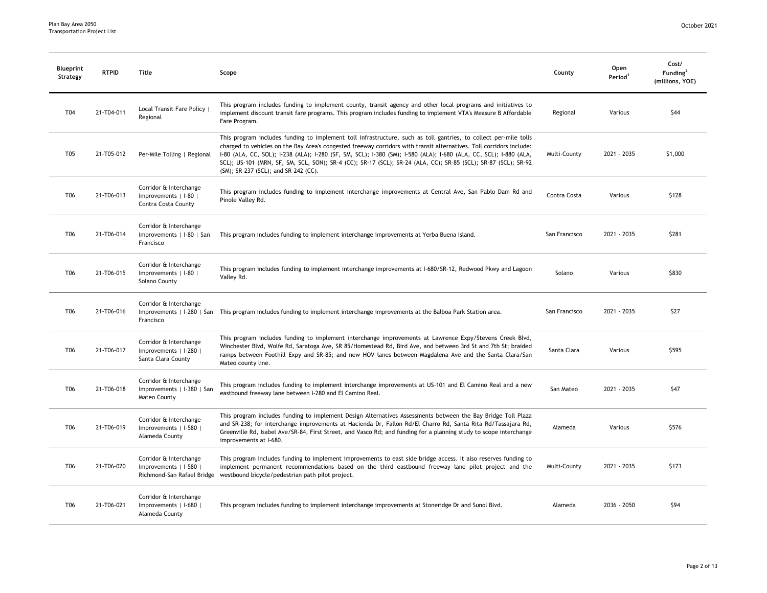| Blueprint Strategy | RTPID | Title | Scope | County | Open Period[1] | Cost/ Funding[2] (millions, YOE) |
|---|---|---|---|---|---|---|
| T04 | 21-T04-011 | Local Transit Fare Policy \| Regional | This program includes funding to implement county, transit agency and other local programs and initiatives to implement discount transit fare programs. This program includes funding to implement VTA's Measure B Affordable Fare Program. | Regional | Various | $44 |
| T05 | 21-T05-012 | Per-Mile Tolling \| Regional | This program includes funding to implement toll infrastructure, such as toll gantries, to collect per-mile tolls charged to vehicles on the Bay Area's congested freeway corridors with transit alternatives. Toll corridors include: I-80 (ALA, CC, SOL); I-238 (ALA); I-280 (SF, SM, SCL); I-380 (SM); I-580 (ALA); I-680 (ALA, CC, SCL); I-880 (ALA, SCL); US-101 (MRN, SF, SM, SCL, SON); SR-4 (CC); SR-17 (SCL); SR-24 (ALA, CC); SR-85 (SCL); SR-87 (SCL); SR-92 (SM); SR-237 (SCL); and SR-242 (CC). | Multi-County | 2021 - 2035 | $1,000 |
| T06 | 21-T06-013 | Corridor & Interchange Improvements \| I-80 \| Contra Costa County | This program includes funding to implement interchange improvements at Central Ave, San Pablo Dam Rd and Pinole Valley Rd. | Contra Costa | Various | $128 |
| T06 | 21-T06-014 | Corridor & Interchange Improvements \| I-80 \| San Francisco | This program includes funding to implement interchange improvements at Yerba Buena Island. | San Francisco | 2021 - 2035 | $281 |
| T06 | 21-T06-015 | Corridor & Interchange Improvements \| I-80 \| Solano County | This program includes funding to implement interchange improvements at I-680/SR-12, Redwood Pkwy and Lagoon Valley Rd. | Solano | Various | $830 |
| T06 | 21-T06-016 | Corridor & Interchange Improvements \| I-280 \| San Francisco | This program includes funding to implement interchange improvements at the Balboa Park Station area. | San Francisco | 2021 - 2035 | $27 |
| T06 | 21-T06-017 | Corridor & Interchange Improvements \| I-280 \| Santa Clara County | This program includes funding to implement interchange improvements at Lawrence Expy/Stevens Creek Blvd, Winchester Blvd, Wolfe Rd, Saratoga Ave, SR 85/Homestead Rd, Bird Ave, and between 3rd St and 7th St; braided ramps between Foothill Expy and SR-85; and new HOV lanes between Magdalena Ave and the Santa Clara/San Mateo county line. | Santa Clara | Various | $595 |
| T06 | 21-T06-018 | Corridor & Interchange Improvements \| I-380 \| San Mateo County | This program includes funding to implement interchange improvements at US-101 and El Camino Real and a new eastbound freeway lane between I-280 and El Camino Real. | San Mateo | 2021 - 2035 | $47 |
| T06 | 21-T06-019 | Corridor & Interchange Improvements \| I-580 \| Alameda County | This program includes funding to implement Design Alternatives Assessments between the Bay Bridge Toll Plaza and SR-238; for interchange improvements at Hacienda Dr, Fallon Rd/El Charro Rd, Santa Rita Rd/Tassajara Rd, Greenville Rd, Isabel Ave/SR-84, First Street, and Vasco Rd; and funding for a planning study to scope interchange improvements at I-680. | Alameda | Various | $576 |
| T06 | 21-T06-020 | Corridor & Interchange Improvements \| I-580 \| Richmond-San Rafael Bridge | This program includes funding to implement improvements to east side bridge access. It also reserves funding to implement permanent recommendations based on the third eastbound freeway lane pilot project and the westbound bicycle/pedestrian path pilot project. | Multi-County | 2021 - 2035 | $173 |
| T06 | 21-T06-021 | Corridor & Interchange Improvements \| I-680 \| Alameda County | This program includes funding to implement interchange improvements at Stoneridge Dr and Sunol Blvd. | Alameda | 2036 - 2050 | $94 |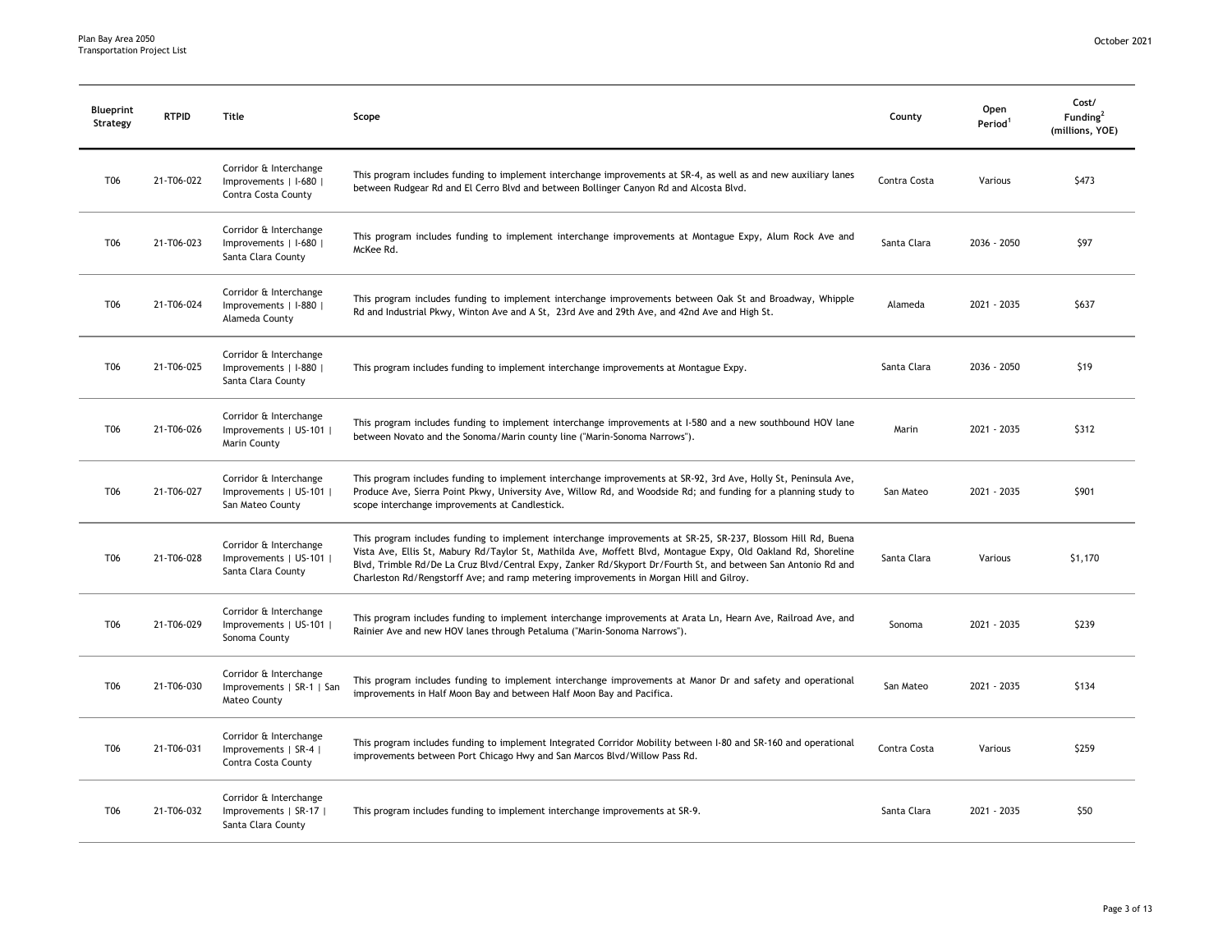| Blueprint Strategy | RTPID | Title | Scope | County | Open Period[1] | Cost/ Funding[2] (millions, YOE) |
|---|---|---|---|---|---|---|
| T06 | 21-T06-022 | Corridor & Interchange Improvements \| I-680 \| Contra Costa County | This program includes funding to implement interchange improvements at SR-4, as well as and new auxiliary lanes between Rudgear Rd and El Cerro Blvd and between Bollinger Canyon Rd and Alcosta Blvd. | Contra Costa | Various | $473 |
| T06 | 21-T06-023 | Corridor & Interchange Improvements \| I-680 \| Santa Clara County | This program includes funding to implement interchange improvements at Montague Expy, Alum Rock Ave and McKee Rd. | Santa Clara | 2036 - 2050 | $97 |
| T06 | 21-T06-024 | Corridor & Interchange Improvements \| I-880 \| Alameda County | This program includes funding to implement interchange improvements between Oak St and Broadway, Whipple Rd and Industrial Pkwy, Winton Ave and A St, 23rd Ave and 29th Ave, and 42nd Ave and High St. | Alameda | 2021 - 2035 | $637 |
| T06 | 21-T06-025 | Corridor & Interchange Improvements \| I-880 \| Santa Clara County | This program includes funding to implement interchange improvements at Montague Expy. | Santa Clara | 2036 - 2050 | $19 |
| T06 | 21-T06-026 | Corridor & Interchange Improvements \| US-101 \| Marin County | This program includes funding to implement interchange improvements at I-580 and a new southbound HOV lane between Novato and the Sonoma/Marin county line ("Marin-Sonoma Narrows"). | Marin | 2021 - 2035 | $312 |
| T06 | 21-T06-027 | Corridor & Interchange Improvements \| US-101 \| San Mateo County | This program includes funding to implement interchange improvements at SR-92, 3rd Ave, Holly St, Peninsula Ave, Produce Ave, Sierra Point Pkwy, University Ave, Willow Rd, and Woodside Rd; and funding for a planning study to scope interchange improvements at Candlestick. | San Mateo | 2021 - 2035 | $901 |
| T06 | 21-T06-028 | Corridor & Interchange Improvements \| US-101 \| Santa Clara County | This program includes funding to implement interchange improvements at SR-25, SR-237, Blossom Hill Rd, Buena Vista Ave, Ellis St, Mabury Rd/Taylor St, Mathilda Ave, Moffett Blvd, Montague Expy, Old Oakland Rd, Shoreline Blvd, Trimble Rd/De La Cruz Blvd/Central Expy, Zanker Rd/Skyport Dr/Fourth St, and between San Antonio Rd and Charleston Rd/Rengstorff Ave; and ramp metering improvements in Morgan Hill and Gilroy. | Santa Clara | Various | $1,170 |
| T06 | 21-T06-029 | Corridor & Interchange Improvements \| US-101 \| Sonoma County | This program includes funding to implement interchange improvements at Arata Ln, Hearn Ave, Railroad Ave, and Rainier Ave and new HOV lanes through Petaluma ("Marin-Sonoma Narrows"). | Sonoma | 2021 - 2035 | $239 |
| T06 | 21-T06-030 | Corridor & Interchange Improvements \| SR-1 \| San Mateo County | This program includes funding to implement interchange improvements at Manor Dr and safety and operational improvements in Half Moon Bay and between Half Moon Bay and Pacifica. | San Mateo | 2021 - 2035 | $134 |
| T06 | 21-T06-031 | Corridor & Interchange Improvements \| SR-4 \| Contra Costa County | This program includes funding to implement Integrated Corridor Mobility between I-80 and SR-160 and operational improvements between Port Chicago Hwy and San Marcos Blvd/Willow Pass Rd. | Contra Costa | Various | $259 |
| T06 | 21-T06-032 | Corridor & Interchange Improvements \| SR-17 \| Santa Clara County | This program includes funding to implement interchange improvements at SR-9. | Santa Clara | 2021 - 2035 | $50 |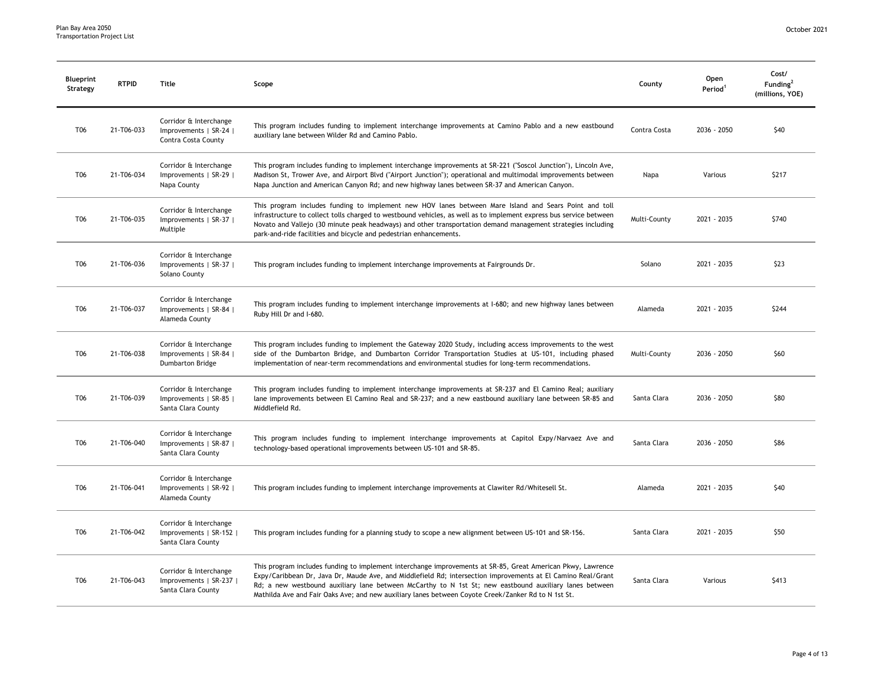| Blueprint Strategy | RTPID | Title | Scope | County | Open Period[1] | Cost/ Funding[2] (millions, YOE) |
|---|---|---|---|---|---|---|
| T06 | 21-T06-033 | Corridor & Interchange Improvements \| SR-24 \| Contra Costa County | This program includes funding to implement interchange improvements at Camino Pablo and a new eastbound auxiliary lane between Wilder Rd and Camino Pablo. | Contra Costa | 2036 - 2050 | $40 |
| T06 | 21-T06-034 | Corridor & Interchange Improvements \| SR-29 \| Napa County | This program includes funding to implement interchange improvements at SR-221 ("Soscol Junction"), Lincoln Ave, Madison St, Trower Ave, and Airport Blvd ("Airport Junction"); operational and multimodal improvements between Napa Junction and American Canyon Rd; and new highway lanes between SR-37 and American Canyon. | Napa | Various | $217 |
| T06 | 21-T06-035 | Corridor & Interchange Improvements \| SR-37 \| Multiple | This program includes funding to implement new HOV lanes between Mare Island and Sears Point and toll infrastructure to collect tolls charged to westbound vehicles, as well as to implement express bus service between Novato and Vallejo (30 minute peak headways) and other transportation demand management strategies including park-and-ride facilities and bicycle and pedestrian enhancements. | Multi-County | 2021 - 2035 | $740 |
| T06 | 21-T06-036 | Corridor & Interchange Improvements \| SR-37 \| Solano County | This program includes funding to implement interchange improvements at Fairgrounds Dr. | Solano | 2021 - 2035 | $23 |
| T06 | 21-T06-037 | Corridor & Interchange Improvements \| SR-84 \| Alameda County | This program includes funding to implement interchange improvements at I-680; and new highway lanes between Ruby Hill Dr and I-680. | Alameda | 2021 - 2035 | $244 |
| T06 | 21-T06-038 | Corridor & Interchange Improvements \| SR-84 \| Dumbarton Bridge | This program includes funding to implement the Gateway 2020 Study, including access improvements to the west side of the Dumbarton Bridge, and Dumbarton Corridor Transportation Studies at US-101, including phased implementation of near-term recommendations and environmental studies for long-term recommendations. | Multi-County | 2036 - 2050 | $60 |
| T06 | 21-T06-039 | Corridor & Interchange Improvements \| SR-85 \| Santa Clara County | This program includes funding to implement interchange improvements at SR-237 and El Camino Real; auxiliary lane improvements between El Camino Real and SR-237; and a new eastbound auxiliary lane between SR-85 and Middlefield Rd. | Santa Clara | 2036 - 2050 | $80 |
| T06 | 21-T06-040 | Corridor & Interchange Improvements \| SR-87 \| Santa Clara County | This program includes funding to implement interchange improvements at Capitol Expy/Narvaez Ave and technology-based operational improvements between US-101 and SR-85. | Santa Clara | 2036 - 2050 | $86 |
| T06 | 21-T06-041 | Corridor & Interchange Improvements \| SR-92 \| Alameda County | This program includes funding to implement interchange improvements at Clawiter Rd/Whitesell St. | Alameda | 2021 - 2035 | $40 |
| T06 | 21-T06-042 | Corridor & Interchange Improvements \| SR-152 \| Santa Clara County | This program includes funding for a planning study to scope a new alignment between US-101 and SR-156. | Santa Clara | 2021 - 2035 | $50 |
| T06 | 21-T06-043 | Corridor & Interchange Improvements \| SR-237 \| Santa Clara County | This program includes funding to implement interchange improvements at SR-85, Great American Pkwy, Lawrence Expy/Caribbean Dr, Java Dr, Maude Ave, and Middlefield Rd; intersection improvements at El Camino Real/Grant Rd; a new westbound auxiliary lane between McCarthy to N 1st St; new eastbound auxiliary lanes between Mathilda Ave and Fair Oaks Ave; and new auxiliary lanes between Coyote Creek/Zanker Rd to N 1st St. | Santa Clara | Various | $413 |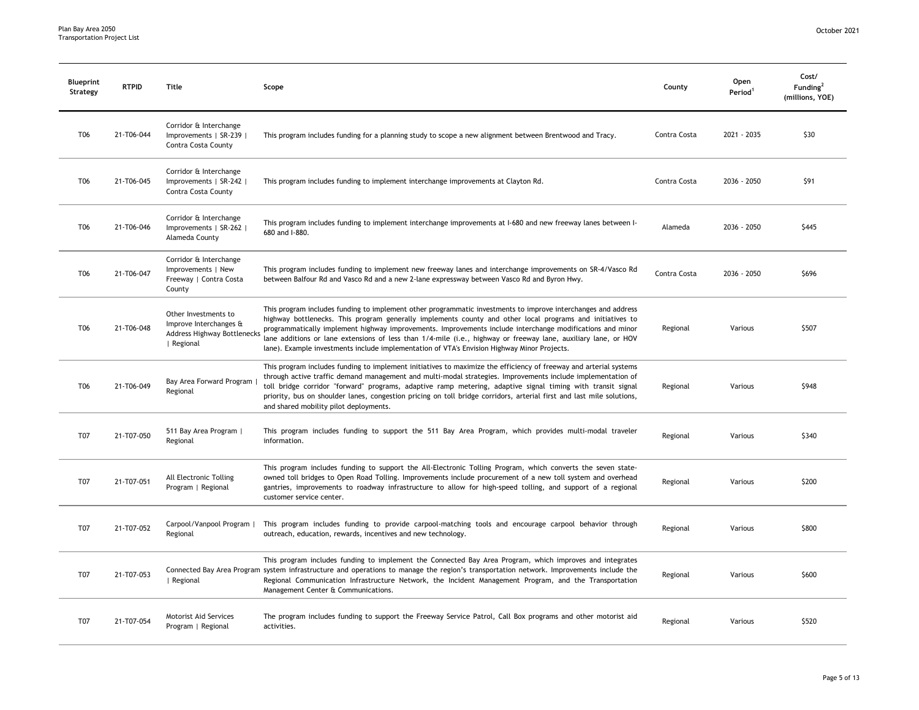| Blueprint Strategy | RTPID | Title | Scope | County | Open Period[1] | Cost/ Funding[2] (millions, YOE) |
|---|---|---|---|---|---|---|
| T06 | 21-T06-044 | Corridor & Interchange Improvements \| SR-239 \| Contra Costa County | This program includes funding for a planning study to scope a new alignment between Brentwood and Tracy. | Contra Costa | 2021 - 2035 | $30 |
| T06 | 21-T06-045 | Corridor & Interchange Improvements \| SR-242 \| Contra Costa County | This program includes funding to implement interchange improvements at Clayton Rd. | Contra Costa | 2036 - 2050 | $91 |
| T06 | 21-T06-046 | Corridor & Interchange Improvements \| SR-262 \| Alameda County | This program includes funding to implement interchange improvements at I-680 and new freeway lanes between I-680 and I-880. | Alameda | 2036 - 2050 | $445 |
| T06 | 21-T06-047 | Corridor & Interchange Improvements \| New Freeway \| Contra Costa County | This program includes funding to implement new freeway lanes and interchange improvements on SR-4/Vasco Rd between Balfour Rd and Vasco Rd and a new 2-lane expressway between Vasco Rd and Byron Hwy. | Contra Costa | 2036 - 2050 | $696 |
| T06 | 21-T06-048 | Other Investments to Improve Interchanges & Address Highway Bottlenecks \| Regional | This program includes funding to implement other programmatic investments to improve interchanges and address highway bottlenecks. This program generally implements county and other local programs and initiatives to programmatically implement highway improvements. Improvements include interchange modifications and minor lane additions or lane extensions of less than 1/4-mile (i.e., highway or freeway lane, auxiliary lane, or HOV lane). Example investments include implementation of VTA's Envision Highway Minor Projects. | Regional | Various | $507 |
| T06 | 21-T06-049 | Bay Area Forward Program \| Regional | This program includes funding to implement initiatives to maximize the efficiency of freeway and arterial systems through active traffic demand management and multi-modal strategies. Improvements include implementation of toll bridge corridor "forward" programs, adaptive ramp metering, adaptive signal timing with transit signal priority, bus on shoulder lanes, congestion pricing on toll bridge corridors, arterial first and last mile solutions, and shared mobility pilot deployments. | Regional | Various | $948 |
| T07 | 21-T07-050 | 511 Bay Area Program \| Regional | This program includes funding to support the 511 Bay Area Program, which provides multi-modal traveler information. | Regional | Various | $340 |
| T07 | 21-T07-051 | All Electronic Tolling Program \| Regional | This program includes funding to support the All-Electronic Tolling Program, which converts the seven state-owned toll bridges to Open Road Tolling. Improvements include procurement of a new toll system and overhead gantries, improvements to roadway infrastructure to allow for high-speed tolling, and support of a regional customer service center. | Regional | Various | $200 |
| T07 | 21-T07-052 | Carpool/Vanpool Program \| Regional | This program includes funding to provide carpool-matching tools and encourage carpool behavior through outreach, education, rewards, incentives and new technology. | Regional | Various | $800 |
| T07 | 21-T07-053 | Connected Bay Area Program \| Regional | This program includes funding to implement the Connected Bay Area Program, which improves and integrates system infrastructure and operations to manage the region's transportation network. Improvements include the Regional Communication Infrastructure Network, the Incident Management Program, and the Transportation Management Center & Communications. | Regional | Various | $600 |
| T07 | 21-T07-054 | Motorist Aid Services Program \| Regional | The program includes funding to support the Freeway Service Patrol, Call Box programs and other motorist aid activities. | Regional | Various | $520 |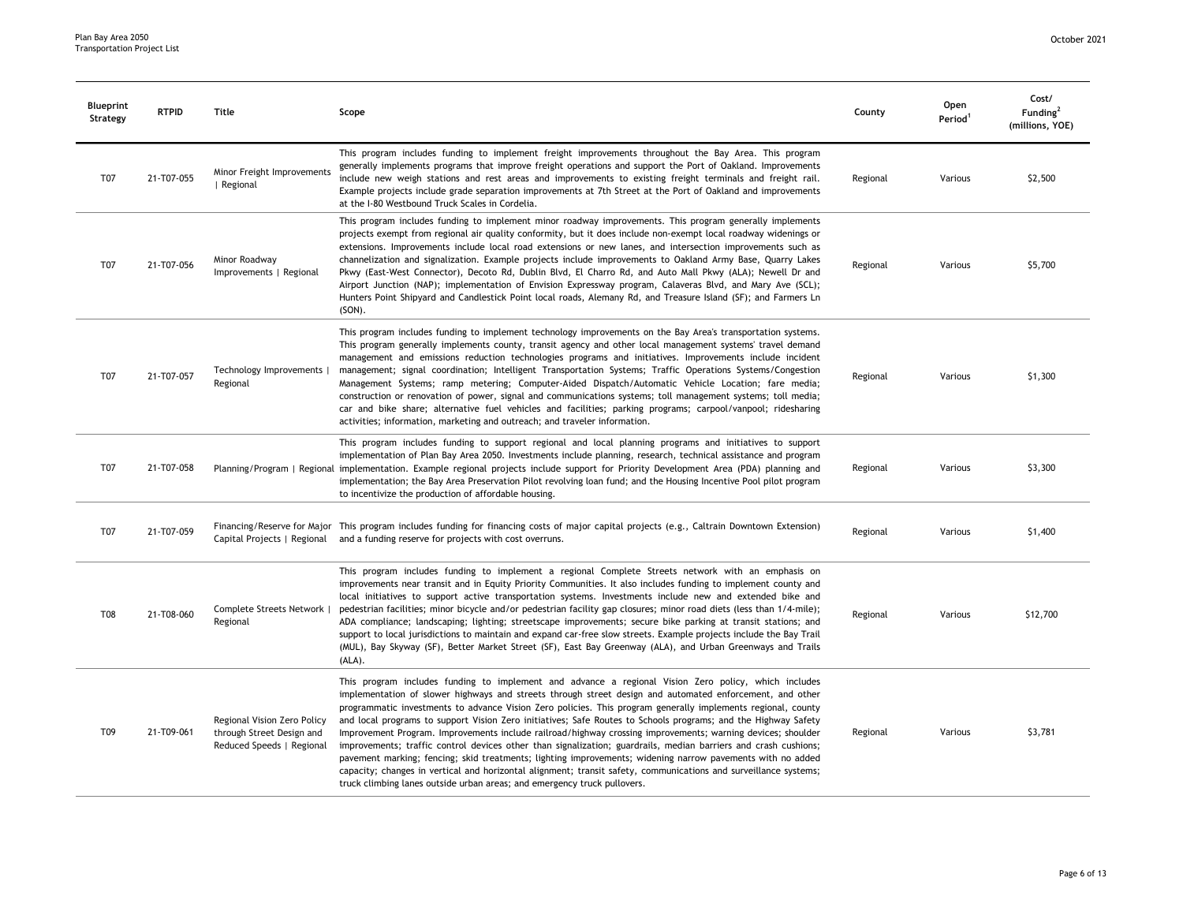| Blueprint Strategy | RTPID | Title | Scope | County | Open Period[1] | Cost/ Funding[2] (millions, YOE) |
|---|---|---|---|---|---|---|
| T07 | 21-T07-055 | Minor Freight Improvements \| Regional | This program includes funding to implement freight improvements throughout the Bay Area. This program generally implements programs that improve freight operations and support the Port of Oakland. Improvements include new weigh stations and rest areas and improvements to existing freight terminals and freight rail. Example projects include grade separation improvements at 7th Street at the Port of Oakland and improvements at the I-80 Westbound Truck Scales in Cordelia. | Regional | Various | $2,500 |
| T07 | 21-T07-056 | Minor Roadway Improvements \| Regional | This program includes funding to implement minor roadway improvements. This program generally implements projects exempt from regional air quality conformity, but it does include non-exempt local roadway widenings or extensions. Improvements include local road extensions or new lanes, and intersection improvements such as channelization and signalization. Example projects include improvements to Oakland Army Base, Quarry Lakes Pkwy (East-West Connector), Decoto Rd, Dublin Blvd, El Charro Rd, and Auto Mall Pkwy (ALA); Newell Dr and Airport Junction (NAP); implementation of Envision Expressway program, Calaveras Blvd, and Mary Ave (SCL); Hunters Point Shipyard and Candlestick Point local roads, Alemany Rd, and Treasure Island (SF); and Farmers Ln (SON). | Regional | Various | $5,700 |
| T07 | 21-T07-057 | Technology Improvements \| Regional | This program includes funding to implement technology improvements on the Bay Area's transportation systems. This program generally implements county, transit agency and other local management systems' travel demand management and emissions reduction technologies programs and initiatives. Improvements include incident management; signal coordination; Intelligent Transportation Systems; Traffic Operations Systems/Congestion Management Systems; ramp metering; Computer-Aided Dispatch/Automatic Vehicle Location; fare media; construction or renovation of power, signal and communications systems; toll management systems; toll media; car and bike share; alternative fuel vehicles and facilities; parking programs; carpool/vanpool; ridesharing activities; information, marketing and outreach; and traveler information. | Regional | Various | $1,300 |
| T07 | 21-T07-058 | Planning/Program \| Regional | This program includes funding to support regional and local planning programs and initiatives to support implementation of Plan Bay Area 2050. Investments include planning, research, technical assistance and program implementation. Example regional projects include support for Priority Development Area (PDA) planning and implementation; the Bay Area Preservation Pilot revolving loan fund; and the Housing Incentive Pool pilot program to incentivize the production of affordable housing. | Regional | Various | $3,300 |
| T07 | 21-T07-059 | Financing/Reserve for Major Capital Projects \| Regional | This program includes funding for financing costs of major capital projects (e.g., Caltrain Downtown Extension) and a funding reserve for projects with cost overruns. | Regional | Various | $1,400 |
| T08 | 21-T08-060 | Complete Streets Network \| Regional | This program includes funding to implement a regional Complete Streets network with an emphasis on improvements near transit and in Equity Priority Communities. It also includes funding to implement county and local initiatives to support active transportation systems. Investments include new and extended bike and pedestrian facilities; minor bicycle and/or pedestrian facility gap closures; minor road diets (less than 1/4-mile); ADA compliance; landscaping; lighting; streetscape improvements; secure bike parking at transit stations; and support to local jurisdictions to maintain and expand car-free slow streets. Example projects include the Bay Trail (MUL), Bay Skyway (SF), Better Market Street (SF), East Bay Greenway (ALA), and Urban Greenways and Trails (ALA). | Regional | Various | $12,700 |
| T09 | 21-T09-061 | Regional Vision Zero Policy through Street Design and Reduced Speeds \| Regional | This program includes funding to implement and advance a regional Vision Zero policy, which includes implementation of slower highways and streets through street design and automated enforcement, and other programmatic investments to advance Vision Zero policies. This program generally implements regional, county and local programs to support Vision Zero initiatives; Safe Routes to Schools programs; and the Highway Safety Improvement Program. Improvements include railroad/highway crossing improvements; warning devices; shoulder improvements; traffic control devices other than signalization; guardrails, median barriers and crash cushions; pavement marking; fencing; skid treatments; lighting improvements; widening narrow pavements with no added capacity; changes in vertical and horizontal alignment; transit safety, communications and surveillance systems; truck climbing lanes outside urban areas; and emergency truck pullovers. | Regional | Various | $3,781 |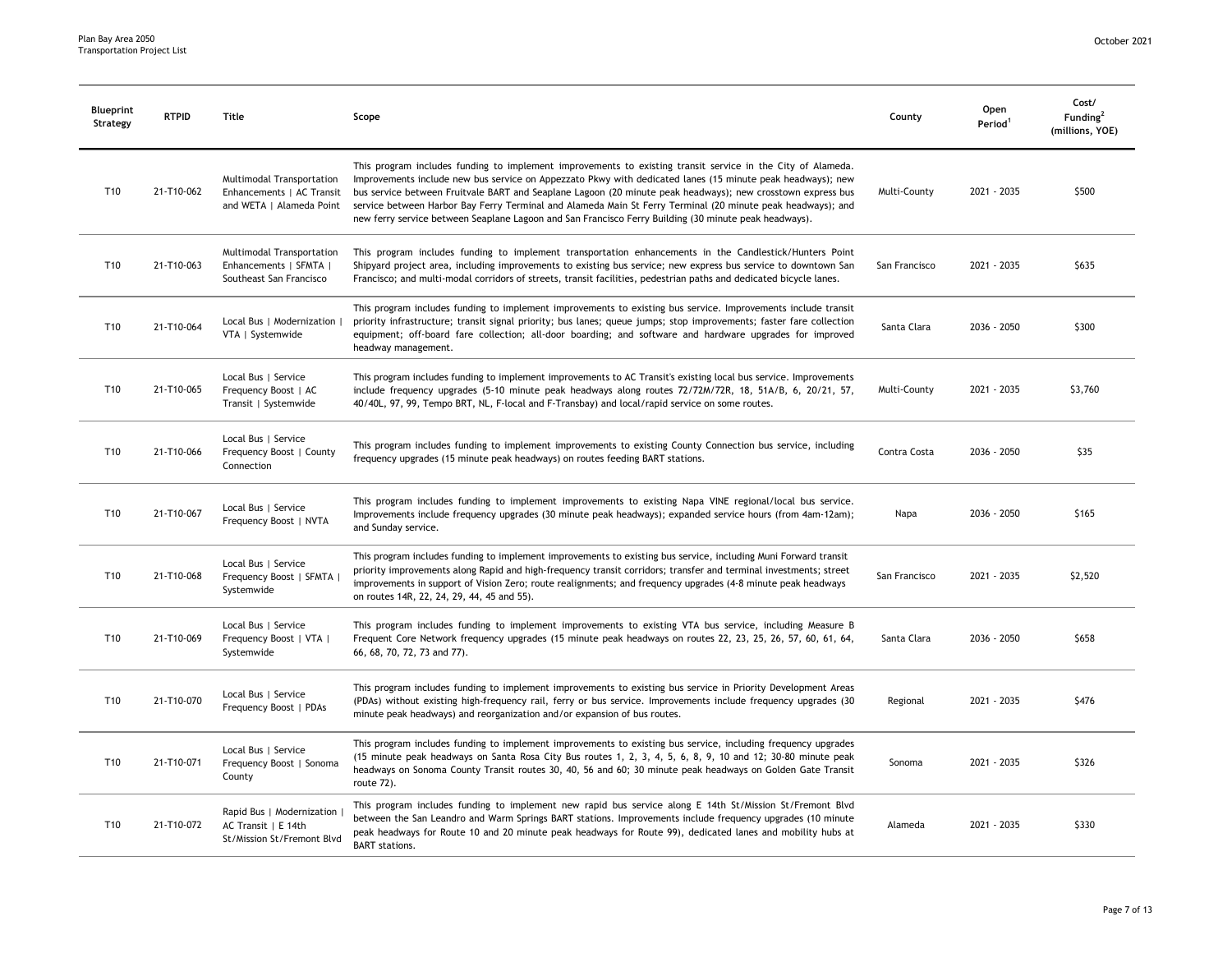| Blueprint Strategy | RTPID | Title | Scope | County | Open Period[1] | Cost/ Funding[2] (millions, YOE) |
|---|---|---|---|---|---|---|
| T10 | 21-T10-062 | Multimodal Transportation Enhancements \| AC Transit and WETA \| Alameda Point | This program includes funding to implement improvements to existing transit service in the City of Alameda. Improvements include new bus service on Appezzato Pkwy with dedicated lanes (15 minute peak headways); new bus service between Fruitvale BART and Seaplane Lagoon (20 minute peak headways); new crosstown express bus service between Harbor Bay Ferry Terminal and Alameda Main St Ferry Terminal (20 minute peak headways); and new ferry service between Seaplane Lagoon and San Francisco Ferry Building (30 minute peak headways). | Multi-County | 2021 - 2035 | $500 |
| T10 | 21-T10-063 | Multimodal Transportation Enhancements \| SFMTA \| Southeast San Francisco | This program includes funding to implement transportation enhancements in the Candlestick/Hunters Point Shipyard project area, including improvements to existing bus service; new express bus service to downtown San Francisco; and multi-modal corridors of streets, transit facilities, pedestrian paths and dedicated bicycle lanes. | San Francisco | 2021 - 2035 | $635 |
| T10 | 21-T10-064 | Local Bus \| Modernization \| VTA \| Systemwide | This program includes funding to implement improvements to existing bus service. Improvements include transit priority infrastructure; transit signal priority; bus lanes; queue jumps; stop improvements; faster fare collection equipment; off-board fare collection; all-door boarding; and software and hardware upgrades for improved headway management. | Santa Clara | 2036 - 2050 | $300 |
| T10 | 21-T10-065 | Local Bus \| Service Frequency Boost \| AC Transit \| Systemwide | This program includes funding to implement improvements to AC Transit's existing local bus service. Improvements include frequency upgrades (5-10 minute peak headways along routes 72/72M/72R, 18, 51A/B, 6, 20/21, 57, 40/40L, 97, 99, Tempo BRT, NL, F-local and F-Transbay) and local/rapid service on some routes. | Multi-County | 2021 - 2035 | $3,760 |
| T10 | 21-T10-066 | Local Bus \| Service Frequency Boost \| County Connection | This program includes funding to implement improvements to existing County Connection bus service, including frequency upgrades (15 minute peak headways) on routes feeding BART stations. | Contra Costa | 2036 - 2050 | $35 |
| T10 | 21-T10-067 | Local Bus \| Service Frequency Boost \| NVTA | This program includes funding to implement improvements to existing Napa VINE regional/local bus service. Improvements include frequency upgrades (30 minute peak headways); expanded service hours (from 4am-12am); and Sunday service. | Napa | 2036 - 2050 | $165 |
| T10 | 21-T10-068 | Local Bus \| Service Frequency Boost \| SFMTA \| Systemwide | This program includes funding to implement improvements to existing bus service, including Muni Forward transit priority improvements along Rapid and high-frequency transit corridors; transfer and terminal investments; street improvements in support of Vision Zero; route realignments; and frequency upgrades (4-8 minute peak headways on routes 14R, 22, 24, 29, 44, 45 and 55). | San Francisco | 2021 - 2035 | $2,520 |
| T10 | 21-T10-069 | Local Bus \| Service Frequency Boost \| VTA \| Systemwide | This program includes funding to implement improvements to existing VTA bus service, including Measure B Frequent Core Network frequency upgrades (15 minute peak headways on routes 22, 23, 25, 26, 57, 60, 61, 64, 66, 68, 70, 72, 73 and 77). | Santa Clara | 2036 - 2050 | $658 |
| T10 | 21-T10-070 | Local Bus \| Service Frequency Boost \| PDAs | This program includes funding to implement improvements to existing bus service in Priority Development Areas (PDAs) without existing high-frequency rail, ferry or bus service. Improvements include frequency upgrades (30 minute peak headways) and reorganization and/or expansion of bus routes. | Regional | 2021 - 2035 | $476 |
| T10 | 21-T10-071 | Local Bus \| Service Frequency Boost \| Sonoma County | This program includes funding to implement improvements to existing bus service, including frequency upgrades (15 minute peak headways on Santa Rosa City Bus routes 1, 2, 3, 4, 5, 6, 8, 9, 10 and 12; 30-80 minute peak headways on Sonoma County Transit routes 30, 40, 56 and 60; 30 minute peak headways on Golden Gate Transit route 72). | Sonoma | 2021 - 2035 | $326 |
| T10 | 21-T10-072 | Rapid Bus \| Modernization \| AC Transit \| E 14th St/Mission St/Fremont Blvd | This program includes funding to implement new rapid bus service along E 14th St/Mission St/Fremont Blvd between the San Leandro and Warm Springs BART stations. Improvements include frequency upgrades (10 minute peak headways for Route 10 and 20 minute peak headways for Route 99), dedicated lanes and mobility hubs at BART stations. | Alameda | 2021 - 2035 | $330 |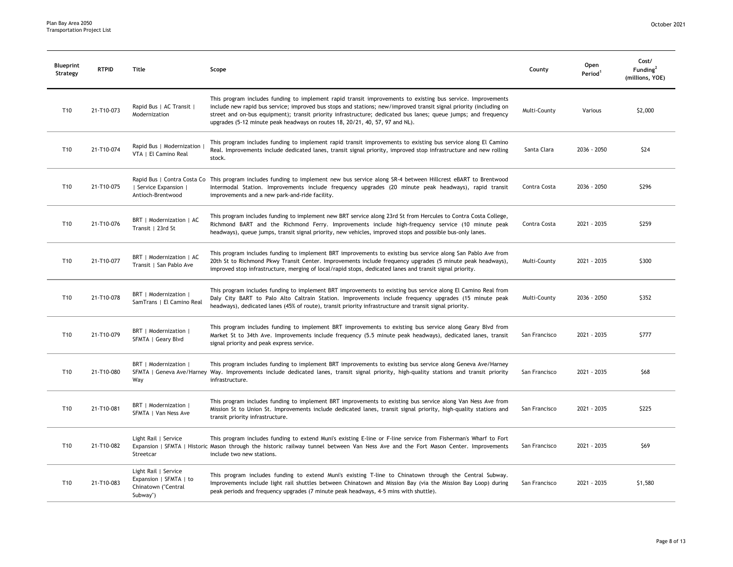| Blueprint Strategy | RTPID | Title | Scope | County | Open Period[1] | Cost/ Funding[2] (millions, YOE) |
|---|---|---|---|---|---|---|
| T10 | 21-T10-073 | Rapid Bus \| AC Transit \| Modernization | This program includes funding to implement rapid transit improvements to existing bus service. Improvements include new rapid bus service; improved bus stops and stations; new/improved transit signal priority (including on street and on-bus equipment); transit priority infrastructure; dedicated bus lanes; queue jumps; and frequency upgrades (5-12 minute peak headways on routes 18, 20/21, 40, 57, 97 and NL). | Multi-County | Various | $2,000 |
| T10 | 21-T10-074 | Rapid Bus \| Modernization \| VTA \| El Camino Real | This program includes funding to implement rapid transit improvements to existing bus service along El Camino Real. Improvements include dedicated lanes, transit signal priority, improved stop infrastructure and new rolling stock. | Santa Clara | 2036 - 2050 | $24 |
| T10 | 21-T10-075 | Rapid Bus \| Contra Costa Co \| Service Expansion \| Antioch-Brentwood | This program includes funding to implement new bus service along SR-4 between Hillcrest eBART to Brentwood Intermodal Station. Improvements include frequency upgrades (20 minute peak headways), rapid transit improvements and a new park-and-ride facility. | Contra Costa | 2036 - 2050 | $296 |
| T10 | 21-T10-076 | BRT \| Modernization \| AC Transit \| 23rd St | This program includes funding to implement new BRT service along 23rd St from Hercules to Contra Costa College, Richmond BART and the Richmond Ferry. Improvements include high-frequency service (10 minute peak headways), queue jumps, transit signal priority, new vehicles, improved stops and possible bus-only lanes. | Contra Costa | 2021 - 2035 | $259 |
| T10 | 21-T10-077 | BRT \| Modernization \| AC Transit \| San Pablo Ave | This program includes funding to implement BRT improvements to existing bus service along San Pablo Ave from 20th St to Richmond Pkwy Transit Center. Improvements include frequency upgrades (5 minute peak headways), improved stop infrastructure, merging of local/rapid stops, dedicated lanes and transit signal priority. | Multi-County | 2021 - 2035 | $300 |
| T10 | 21-T10-078 | BRT \| Modernization \| SamTrans \| El Camino Real | This program includes funding to implement BRT improvements to existing bus service along El Camino Real from Daly City BART to Palo Alto Caltrain Station. Improvements include frequency upgrades (15 minute peak headways), dedicated lanes (45% of route), transit priority infrastructure and transit signal priority. | Multi-County | 2036 - 2050 | $352 |
| T10 | 21-T10-079 | BRT \| Modernization \| SFMTA \| Geary Blvd | This program includes funding to implement BRT improvements to existing bus service along Geary Blvd from Market St to 34th Ave. Improvements include frequency (5.5 minute peak headways), dedicated lanes, transit signal priority and peak express service. | San Francisco | 2021 - 2035 | $777 |
| T10 | 21-T10-080 | BRT \| Modernization \| SFMTA \| Geneva Ave/Harney Way | This program includes funding to implement BRT improvements to existing bus service along Geneva Ave/Harney Way. Improvements include dedicated lanes, transit signal priority, high-quality stations and transit priority infrastructure. | San Francisco | 2021 - 2035 | $68 |
| T10 | 21-T10-081 | BRT \| Modernization \| SFMTA \| Van Ness Ave | This program includes funding to implement BRT improvements to existing bus service along Van Ness Ave from Mission St to Union St. Improvements include dedicated lanes, transit signal priority, high-quality stations and transit priority infrastructure. | San Francisco | 2021 - 2035 | $225 |
| T10 | 21-T10-082 | Light Rail \| Service Expansion \| SFMTA \| Historic Streetcar | This program includes funding to extend Muni's existing E-line or F-line service from Fisherman's Wharf to Fort Mason through the historic railway tunnel between Van Ness Ave and the Fort Mason Center. Improvements include two new stations. | San Francisco | 2021 - 2035 | $69 |
| T10 | 21-T10-083 | Light Rail \| Service Expansion \| SFMTA \| to Chinatown ("Central Subway") | This program includes funding to extend Muni's existing T-line to Chinatown through the Central Subway. Improvements include light rail shuttles between Chinatown and Mission Bay (via the Mission Bay Loop) during peak periods and frequency upgrades (7 minute peak headways, 4-5 mins with shuttle). | San Francisco | 2021 - 2035 | $1,580 |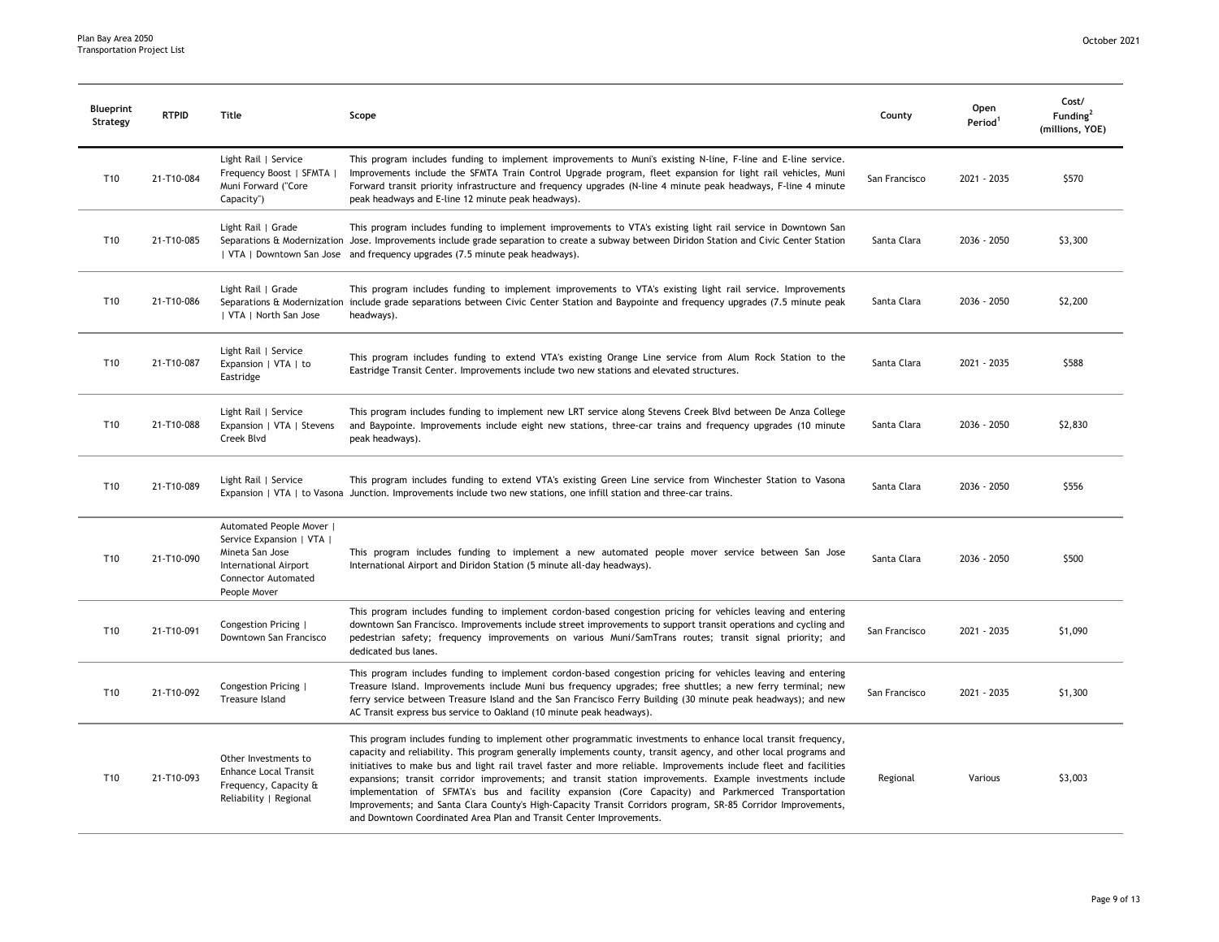| Blueprint Strategy | RTPID | Title | Scope | County | Open Period[1] | Cost/ Funding[2] (millions, YOE) |
|---|---|---|---|---|---|---|
| T10 | 21-T10-084 | Light Rail \| Service Frequency Boost \| SFMTA \| Muni Forward ("Core Capacity") | This program includes funding to implement improvements to Muni's existing N-line, F-line and E-line service. Improvements include the SFMTA Train Control Upgrade program, fleet expansion for light rail vehicles, Muni Forward transit priority infrastructure and frequency upgrades (N-line 4 minute peak headways, F-line 4 minute peak headways and E-line 12 minute peak headways). | San Francisco | 2021 - 2035 | $570 |
| T10 | 21-T10-085 | Light Rail \| Grade Separations & Modernization \| VTA \| Downtown San Jose | This program includes funding to implement improvements to VTA's existing light rail service in Downtown San Jose. Improvements include grade separation to create a subway between Diridon Station and Civic Center Station and frequency upgrades (7.5 minute peak headways). | Santa Clara | 2036 - 2050 | $3,300 |
| T10 | 21-T10-086 | Light Rail \| Grade Separations & Modernization \| VTA \| North San Jose | This program includes funding to implement improvements to VTA's existing light rail service. Improvements include grade separations between Civic Center Station and Baypointe and frequency upgrades (7.5 minute peak headways). | Santa Clara | 2036 - 2050 | $2,200 |
| T10 | 21-T10-087 | Light Rail \| Service Expansion \| VTA \| to Eastridge | This program includes funding to extend VTA's existing Orange Line service from Alum Rock Station to the Eastridge Transit Center. Improvements include two new stations and elevated structures. | Santa Clara | 2021 - 2035 | $588 |
| T10 | 21-T10-088 | Light Rail \| Service Expansion \| VTA \| Stevens Creek Blvd | This program includes funding to implement new LRT service along Stevens Creek Blvd between De Anza College and Baypointe. Improvements include eight new stations, three-car trains and frequency upgrades (10 minute peak headways). | Santa Clara | 2036 - 2050 | $2,830 |
| T10 | 21-T10-089 | Light Rail \| Service Expansion \| VTA \| to Vasona | This program includes funding to extend VTA's existing Green Line service from Winchester Station to Vasona Junction. Improvements include two new stations, one infill station and three-car trains. | Santa Clara | 2036 - 2050 | $556 |
| T10 | 21-T10-090 | Automated People Mover \| Service Expansion \| VTA \| Mineta San Jose International Airport Connector Automated People Mover | This program includes funding to implement a new automated people mover service between San Jose International Airport and Diridon Station (5 minute all-day headways). | Santa Clara | 2036 - 2050 | $500 |
| T10 | 21-T10-091 | Congestion Pricing \| Downtown San Francisco | This program includes funding to implement cordon-based congestion pricing for vehicles leaving and entering downtown San Francisco. Improvements include street improvements to support transit operations and cycling and pedestrian safety; frequency improvements on various Muni/SamTrans routes; transit signal priority; and dedicated bus lanes. | San Francisco | 2021 - 2035 | $1,090 |
| T10 | 21-T10-092 | Congestion Pricing \| Treasure Island | This program includes funding to implement cordon-based congestion pricing for vehicles leaving and entering Treasure Island. Improvements include Muni bus frequency upgrades; free shuttles; a new ferry terminal; new ferry service between Treasure Island and the San Francisco Ferry Building (30 minute peak headways); and new AC Transit express bus service to Oakland (10 minute peak headways). | San Francisco | 2021 - 2035 | $1,300 |
| T10 | 21-T10-093 | Other Investments to Enhance Local Transit Frequency, Capacity & Reliability \| Regional | This program includes funding to implement other programmatic investments to enhance local transit frequency, capacity and reliability. This program generally implements county, transit agency, and other local programs and initiatives to make bus and light rail travel faster and more reliable. Improvements include fleet and facilities expansions; transit corridor improvements; and transit station improvements. Example investments include implementation of SFMTA's bus and facility expansion (Core Capacity) and Parkmerced Transportation Improvements; and Santa Clara County's High-Capacity Transit Corridors program, SR-85 Corridor Improvements, and Downtown Coordinated Area Plan and Transit Center Improvements. | Regional | Various | $3,003 |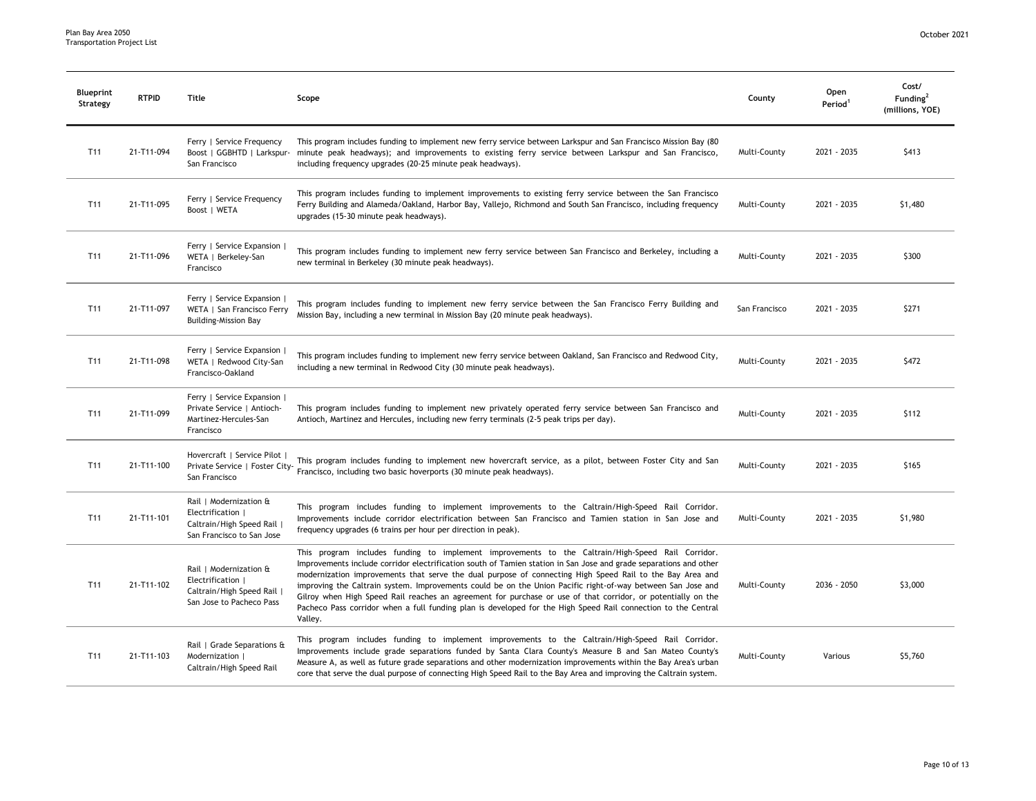| Blueprint Strategy | RTPID | Title | Scope | County | Open Period[1] | Cost/ Funding[2] (millions, YOE) |
|---|---|---|---|---|---|---|
| T11 | 21-T11-094 | Ferry \| Service Frequency Boost \| GGBHTD \| Larkspur-San Francisco | This program includes funding to implement new ferry service between Larkspur and San Francisco Mission Bay (80 minute peak headways); and improvements to existing ferry service between Larkspur and San Francisco, including frequency upgrades (20-25 minute peak headways). | Multi-County | 2021 - 2035 | $413 |
| T11 | 21-T11-095 | Ferry \| Service Frequency Boost \| WETA | This program includes funding to implement improvements to existing ferry service between the San Francisco Ferry Building and Alameda/Oakland, Harbor Bay, Vallejo, Richmond and South San Francisco, including frequency upgrades (15-30 minute peak headways). | Multi-County | 2021 - 2035 | $1,480 |
| T11 | 21-T11-096 | Ferry \| Service Expansion \| WETA \| Berkeley-San Francisco | This program includes funding to implement new ferry service between San Francisco and Berkeley, including a new terminal in Berkeley (30 minute peak headways). | Multi-County | 2021 - 2035 | $300 |
| T11 | 21-T11-097 | Ferry \| Service Expansion \| WETA \| San Francisco Ferry Building-Mission Bay | This program includes funding to implement new ferry service between the San Francisco Ferry Building and Mission Bay, including a new terminal in Mission Bay (20 minute peak headways). | San Francisco | 2021 - 2035 | $271 |
| T11 | 21-T11-098 | Ferry \| Service Expansion \| WETA \| Redwood City-San Francisco-Oakland | This program includes funding to implement new ferry service between Oakland, San Francisco and Redwood City, including a new terminal in Redwood City (30 minute peak headways). | Multi-County | 2021 - 2035 | $472 |
| T11 | 21-T11-099 | Ferry \| Service Expansion \| Private Service \| Antioch-Martinez-Hercules-San Francisco | This program includes funding to implement new privately operated ferry service between San Francisco and Antioch, Martinez and Hercules, including new ferry terminals (2-5 peak trips per day). | Multi-County | 2021 - 2035 | $112 |
| T11 | 21-T11-100 | Hovercraft \| Service Pilot \| Private Service \| Foster City-San Francisco | This program includes funding to implement new hovercraft service, as a pilot, between Foster City and San Francisco, including two basic hoverports (30 minute peak headways). | Multi-County | 2021 - 2035 | $165 |
| T11 | 21-T11-101 | Rail \| Modernization & Electrification \| Caltrain/High Speed Rail \| San Francisco to San Jose | This program includes funding to implement improvements to the Caltrain/High-Speed Rail Corridor. Improvements include corridor electrification between San Francisco and Tamien station in San Jose and frequency upgrades (6 trains per hour per direction in peak). | Multi-County | 2021 - 2035 | $1,980 |
| T11 | 21-T11-102 | Rail \| Modernization & Electrification \| Caltrain/High Speed Rail \| San Jose to Pacheco Pass | This program includes funding to implement improvements to the Caltrain/High-Speed Rail Corridor. Improvements include corridor electrification south of Tamien station in San Jose and grade separations and other modernization improvements that serve the dual purpose of connecting High Speed Rail to the Bay Area and improving the Caltrain system. Improvements could be on the Union Pacific right-of-way between San Jose and Gilroy when High Speed Rail reaches an agreement for purchase or use of that corridor, or potentially on the Pacheco Pass corridor when a full funding plan is developed for the High Speed Rail connection to the Central Valley. | Multi-County | 2036 - 2050 | $3,000 |
| T11 | 21-T11-103 | Rail \| Grade Separations & Modernization \| Caltrain/High Speed Rail | This program includes funding to implement improvements to the Caltrain/High-Speed Rail Corridor. Improvements include grade separations funded by Santa Clara County's Measure B and San Mateo County's Measure A, as well as future grade separations and other modernization improvements within the Bay Area's urban core that serve the dual purpose of connecting High Speed Rail to the Bay Area and improving the Caltrain system. | Multi-County | Various | $5,760 |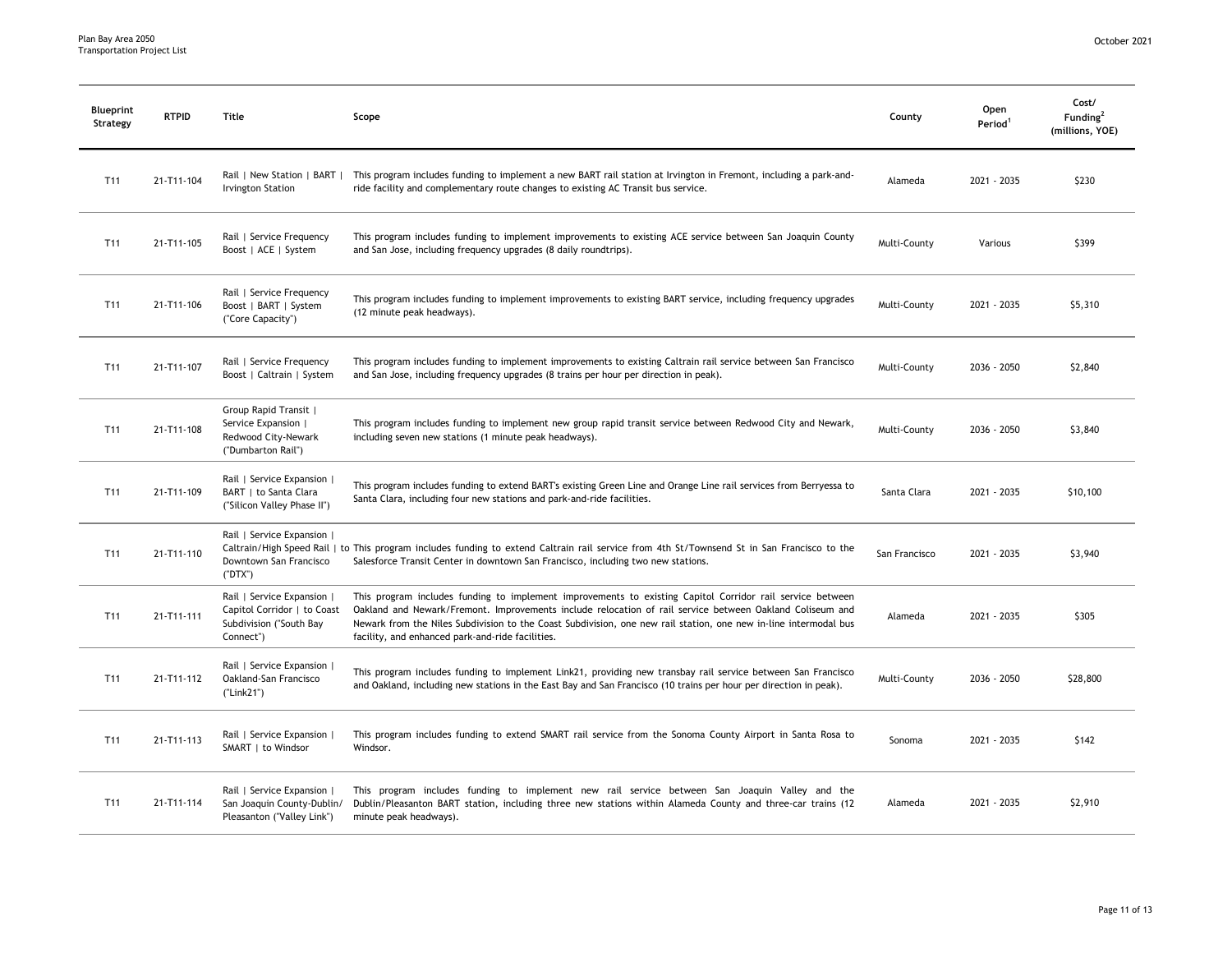| Blueprint Strategy | RTPID | Title | Scope | County | Open Period[1] | Cost/ Funding[2] (millions, YOE) |
|---|---|---|---|---|---|---|
| T11 | 21-T11-104 | Rail \| New Station \| BART \| Irvington Station | This program includes funding to implement a new BART rail station at Irvington in Fremont, including a park-and-ride facility and complementary route changes to existing AC Transit bus service. | Alameda | 2021 - 2035 | $230 |
| T11 | 21-T11-105 | Rail \| Service Frequency Boost \| ACE \| System | This program includes funding to implement improvements to existing ACE service between San Joaquin County and San Jose, including frequency upgrades (8 daily roundtrips). | Multi-County | Various | $399 |
| T11 | 21-T11-106 | Rail \| Service Frequency Boost \| BART \| System ("Core Capacity") | This program includes funding to implement improvements to existing BART service, including frequency upgrades (12 minute peak headways). | Multi-County | 2021 - 2035 | $5,310 |
| T11 | 21-T11-107 | Rail \| Service Frequency Boost \| Caltrain \| System | This program includes funding to implement improvements to existing Caltrain rail service between San Francisco and San Jose, including frequency upgrades (8 trains per hour per direction in peak). | Multi-County | 2036 - 2050 | $2,840 |
| T11 | 21-T11-108 | Group Rapid Transit \| Service Expansion \| Redwood City-Newark ("Dumbarton Rail") | This program includes funding to implement new group rapid transit service between Redwood City and Newark, including seven new stations (1 minute peak headways). | Multi-County | 2036 - 2050 | $3,840 |
| T11 | 21-T11-109 | Rail \| Service Expansion \| BART \| to Santa Clara ("Silicon Valley Phase II") | This program includes funding to extend BART's existing Green Line and Orange Line rail services from Berryessa to Santa Clara, including four new stations and park-and-ride facilities. | Santa Clara | 2021 - 2035 | $10,100 |
| T11 | 21-T11-110 | Rail \| Service Expansion \| Caltrain/High Speed Rail \| to Downtown San Francisco ("DTX") | This program includes funding to extend Caltrain rail service from 4th St/Townsend St in San Francisco to the Salesforce Transit Center in downtown San Francisco, including two new stations. | San Francisco | 2021 - 2035 | $3,940 |
| T11 | 21-T11-111 | Rail \| Service Expansion \| Capitol Corridor \| to Coast Subdivision ("South Bay Connect") | This program includes funding to implement improvements to existing Capitol Corridor rail service between Oakland and Newark/Fremont. Improvements include relocation of rail service between Oakland Coliseum and Newark from the Niles Subdivision to the Coast Subdivision, one new rail station, one new in-line intermodal bus facility, and enhanced park-and-ride facilities. | Alameda | 2021 - 2035 | $305 |
| T11 | 21-T11-112 | Rail \| Service Expansion \| Oakland-San Francisco ("Link21") | This program includes funding to implement Link21, providing new transbay rail service between San Francisco and Oakland, including new stations in the East Bay and San Francisco (10 trains per hour per direction in peak). | Multi-County | 2036 - 2050 | $28,800 |
| T11 | 21-T11-113 | Rail \| Service Expansion \| SMART \| to Windsor | This program includes funding to extend SMART rail service from the Sonoma County Airport in Santa Rosa to Windsor. | Sonoma | 2021 - 2035 | $142 |
| T11 | 21-T11-114 | Rail \| Service Expansion \| San Joaquin County-Dublin/ Pleasanton ("Valley Link") | This program includes funding to implement new rail service between San Joaquin Valley and the Dublin/Pleasanton BART station, including three new stations within Alameda County and three-car trains (12 minute peak headways). | Alameda | 2021 - 2035 | $2,910 |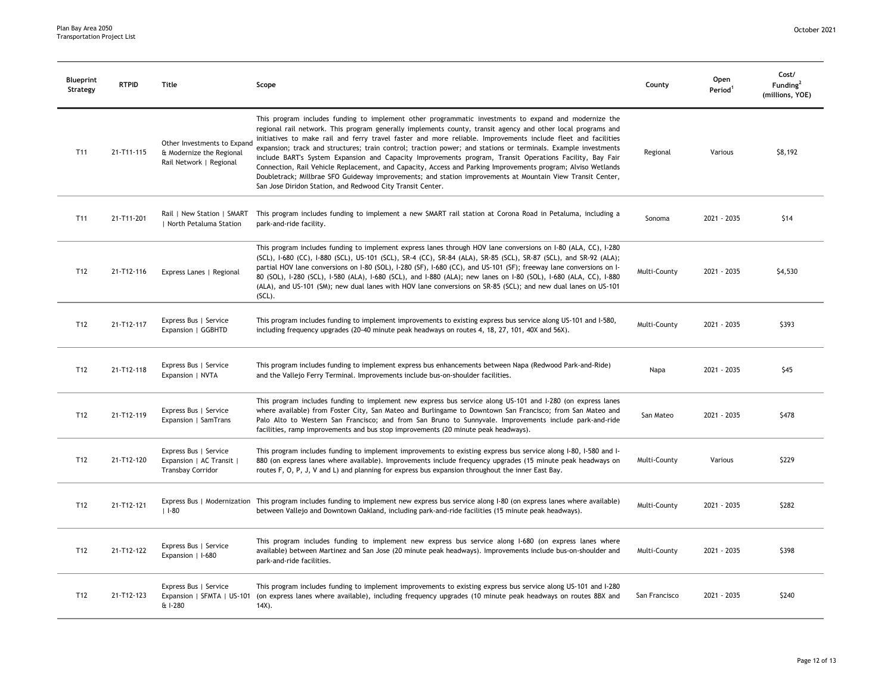| Blueprint Strategy | RTPID | Title | Scope | County | Open Period[1] | Cost/ Funding[2] (millions, YOE) |
|---|---|---|---|---|---|---|
| T11 | 21-T11-115 | Other Investments to Expand & Modernize the Regional Rail Network \| Regional | This program includes funding to implement other programmatic investments to expand and modernize the regional rail network. This program generally implements county, transit agency and other local programs and initiatives to make rail and ferry travel faster and more reliable. Improvements include fleet and facilities expansion; track and structures; train control; traction power; and stations or terminals. Example investments include BART's System Expansion and Capacity Improvements program, Transit Operations Facility, Bay Fair Connection, Rail Vehicle Replacement, and Capacity, Access and Parking Improvements program; Alviso Wetlands Doubletrack; Millbrae SFO Guideway improvements; and station improvements at Mountain View Transit Center, San Jose Diridon Station, and Redwood City Transit Center. | Regional | Various | $8,192 |
| T11 | 21-T11-201 | Rail \| New Station \| SMART \| North Petaluma Station | This program includes funding to implement a new SMART rail station at Corona Road in Petaluma, including a park-and-ride facility. | Sonoma | 2021 - 2035 | $14 |
| T12 | 21-T12-116 | Express Lanes \| Regional | This program includes funding to implement express lanes through HOV lane conversions on I-80 (ALA, CC), I-280 (SCL), I-680 (CC), I-880 (SCL), US-101 (SCL), SR-4 (CC), SR-84 (ALA), SR-85 (SCL), SR-87 (SCL), and SR-92 (ALA); partial HOV lane conversions on I-80 (SOL), I-280 (SF), I-680 (CC), and US-101 (SF); freeway lane conversions on I-80 (SOL), I-280 (SCL), I-580 (ALA), I-680 (SCL), and I-880 (ALA); new lanes on I-80 (SOL), I-680 (ALA, CC), I-880 (ALA), and US-101 (SM); new dual lanes with HOV lane conversions on SR-85 (SCL); and new dual lanes on US-101 (SCL). | Multi-County | 2021 - 2035 | $4,530 |
| T12 | 21-T12-117 | Express Bus \| Service Expansion \| GGBHTD | This program includes funding to implement improvements to existing express bus service along US-101 and I-580, including frequency upgrades (20-40 minute peak headways on routes 4, 18, 27, 101, 40X and 56X). | Multi-County | 2021 - 2035 | $393 |
| T12 | 21-T12-118 | Express Bus \| Service Expansion \| NVTA | This program includes funding to implement express bus enhancements between Napa (Redwood Park-and-Ride) and the Vallejo Ferry Terminal. Improvements include bus-on-shoulder facilities. | Napa | 2021 - 2035 | $45 |
| T12 | 21-T12-119 | Express Bus \| Service Expansion \| SamTrans | This program includes funding to implement new express bus service along US-101 and I-280 (on express lanes where available) from Foster City, San Mateo and Burlingame to Downtown San Francisco; from San Mateo and Palo Alto to Western San Francisco; and from San Bruno to Sunnyvale. Improvements include park-and-ride facilities, ramp improvements and bus stop improvements (20 minute peak headways). | San Mateo | 2021 - 2035 | $478 |
| T12 | 21-T12-120 | Express Bus \| Service Expansion \| AC Transit \| Transbay Corridor | This program includes funding to implement improvements to existing express bus service along I-80, I-580 and I-880 (on express lanes where available). Improvements include frequency upgrades (15 minute peak headways on routes F, O, P, J, V and L) and planning for express bus expansion throughout the inner East Bay. | Multi-County | Various | $229 |
| T12 | 21-T12-121 | Express Bus \| Modernization \| I-80 | This program includes funding to implement new express bus service along I-80 (on express lanes where available) between Vallejo and Downtown Oakland, including park-and-ride facilities (15 minute peak headways). | Multi-County | 2021 - 2035 | $282 |
| T12 | 21-T12-122 | Express Bus \| Service Expansion \| I-680 | This program includes funding to implement new express bus service along I-680 (on express lanes where available) between Martinez and San Jose (20 minute peak headways). Improvements include bus-on-shoulder and park-and-ride facilities. | Multi-County | 2021 - 2035 | $398 |
| T12 | 21-T12-123 | Express Bus \| Service Expansion \| SFMTA \| US-101 & I-280 | This program includes funding to implement improvements to existing express bus service along US-101 and I-280 (on express lanes where available), including frequency upgrades (10 minute peak headways on routes 8BX and 14X). | San Francisco | 2021 - 2035 | $240 |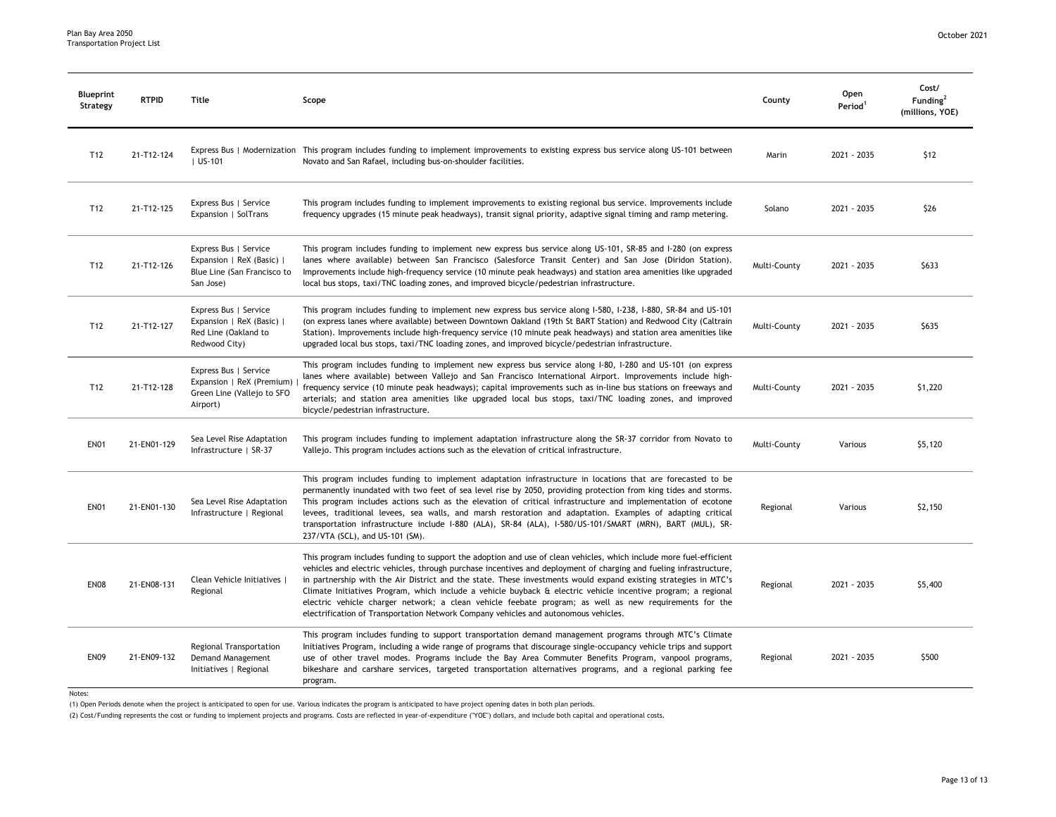| Blueprint Strategy | RTPID | Title | Scope | County | Open Period[1] | Cost/ Funding[2] (millions, YOE) |
|---|---|---|---|---|---|---|
| T12 | 21-T12-124 | Express Bus \| Modernization \| US-101 | This program includes funding to implement improvements to existing express bus service along US-101 between Novato and San Rafael, including bus-on-shoulder facilities. | Marin | 2021 - 2035 | $12 |
| T12 | 21-T12-125 | Express Bus \| Service Expansion \| SolTrans | This program includes funding to implement improvements to existing regional bus service. Improvements include frequency upgrades (15 minute peak headways), transit signal priority, adaptive signal timing and ramp metering. | Solano | 2021 - 2035 | $26 |
| T12 | 21-T12-126 | Express Bus \| Service Expansion \| ReX (Basic) \| Blue Line (San Francisco to San Jose) | This program includes funding to implement new express bus service along US-101, SR-85 and I-280 (on express lanes where available) between San Francisco (Salesforce Transit Center) and San Jose (Diridon Station). Improvements include high-frequency service (10 minute peak headways) and station area amenities like upgraded local bus stops, taxi/TNC loading zones, and improved bicycle/pedestrian infrastructure. | Multi-County | 2021 - 2035 | $633 |
| T12 | 21-T12-127 | Express Bus \| Service Expansion \| ReX (Basic) \| Red Line (Oakland to Redwood City) | This program includes funding to implement new express bus service along I-580, I-238, I-880, SR-84 and US-101 (on express lanes where available) between Downtown Oakland (19th St BART Station) and Redwood City (Caltrain Station). Improvements include high-frequency service (10 minute peak headways) and station area amenities like upgraded local bus stops, taxi/TNC loading zones, and improved bicycle/pedestrian infrastructure. | Multi-County | 2021 - 2035 | $635 |
| T12 | 21-T12-128 | Express Bus \| Service Expansion \| ReX (Premium) \| Green Line (Vallejo to SFO Airport) | This program includes funding to implement new express bus service along I-80, I-280 and US-101 (on express lanes where available) between Vallejo and San Francisco International Airport. Improvements include high-frequency service (10 minute peak headways); capital improvements such as in-line bus stations on freeways and arterials; and station area amenities like upgraded local bus stops, taxi/TNC loading zones, and improved bicycle/pedestrian infrastructure. | Multi-County | 2021 - 2035 | $1,220 |
| EN01 | 21-EN01-129 | Sea Level Rise Adaptation Infrastructure \| SR-37 | This program includes funding to implement adaptation infrastructure along the SR-37 corridor from Novato to Vallejo. This program includes actions such as the elevation of critical infrastructure. | Multi-County | Various | $5,120 |
| EN01 | 21-EN01-130 | Sea Level Rise Adaptation Infrastructure \| Regional | This program includes funding to implement adaptation infrastructure in locations that are forecasted to be permanently inundated with two feet of sea level rise by 2050, providing protection from king tides and storms. This program includes actions such as the elevation of critical infrastructure and implementation of ecotone levees, traditional levees, sea walls, and marsh restoration and adaptation. Examples of adapting critical transportation infrastructure include I-880 (ALA), SR-84 (ALA), I-580/US-101/SMART (MRN), BART (MUL), SR-237/VTA (SCL), and US-101 (SM). | Regional | Various | $2,150 |
| EN08 | 21-EN08-131 | Clean Vehicle Initiatives \| Regional | This program includes funding to support the adoption and use of clean vehicles, which include more fuel-efficient vehicles and electric vehicles, through purchase incentives and deployment of charging and fueling infrastructure, in partnership with the Air District and the state. These investments would expand existing strategies in MTC's Climate Initiatives Program, which include a vehicle buyback & electric vehicle incentive program; a regional electric vehicle charger network; a clean vehicle feebate program; as well as new requirements for the electrification of Transportation Network Company vehicles and autonomous vehicles. | Regional | 2021 - 2035 | $5,400 |
| EN09 | 21-EN09-132 | Regional Transportation Demand Management Initiatives \| Regional | This program includes funding to support transportation demand management programs through MTC's Climate Initiatives Program, including a wide range of programs that discourage single-occupancy vehicle trips and support use of other travel modes. Programs include the Bay Area Commuter Benefits Program, vanpool programs, bikeshare and carshare services, targeted transportation alternatives programs, and a regional parking fee program. | Regional | 2021 - 2035 | $500 |

Notes:

(1) Open Periods denote when the project is anticipated to open for use. Various indicates the program is anticipated to have project opening dates in both plan periods.

(2) Cost/Funding represents the cost or funding to implement projects and programs. Costs are reflected in year-of-expenditure ("YOE") dollars, and include both capital and operational costs.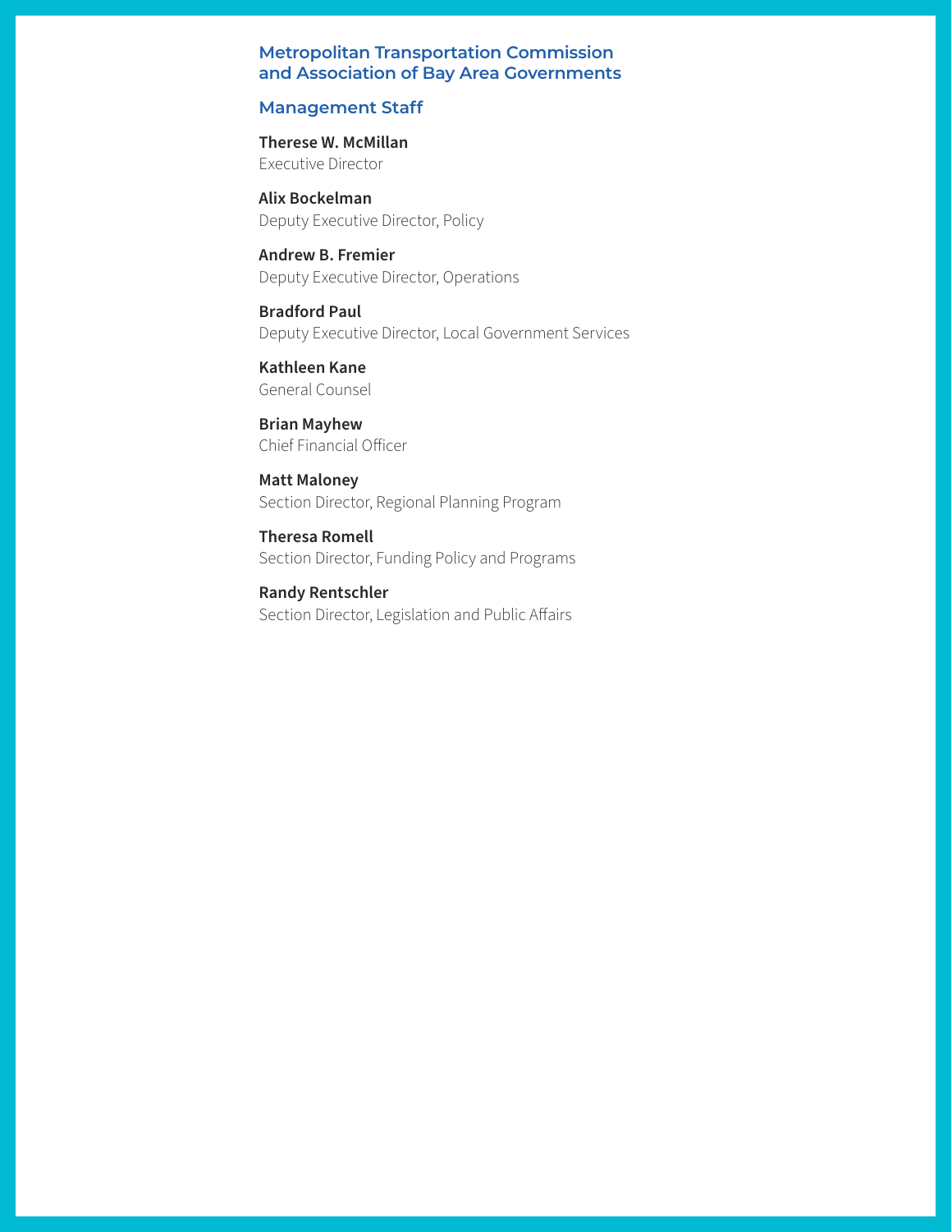## Metropolitan Transportation Commission and Association of Bay Area Governments

### Management Staff

**Therese W. McMillan**
Executive Director

**Alix Bockelman**
Deputy Executive Director, Policy

**Andrew B. Fremier**
Deputy Executive Director, Operations

**Bradford Paul**
Deputy Executive Director, Local Government Services

**Kathleen Kane**
General Counsel

**Brian Mayhew**
Chief Financial Officer

**Matt Maloney**
Section Director, Regional Planning Program

**Theresa Romell**
Section Director, Funding Policy and Programs

**Randy Rentschler**
Section Director, Legislation and Public Affairs